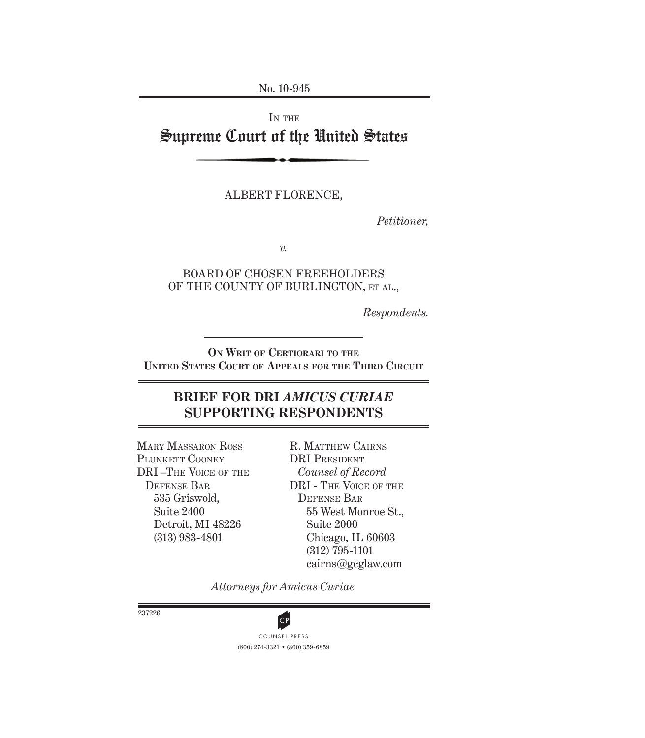No. 10-945

IN THE

# Supreme Court of the United States

ALBERT FLORENCE,

*Petitioner,*

*v.*

BOARD OF CHOSEN FREEHOLDERS OF THE COUNTY OF BURLINGTON, ET AL.,

*Respondents.*

**ON WRIT OF CERTIORARI TO THE UNITED STATES COURT OF APPEALS FOR THE THIRD CIRCUIT**

## BRIEF FOR DRI *AMICUS CURIAE* SUPPORTING RESPONDENTS

MARY MASSARON ROSS
PLUNKETT COONEY
DRI –THE VOICE OF THE DEFENSE BAR
535 Griswold,
Suite 2400
Detroit, MI 48226
(313) 983-4801

R. MATTHEW CAIRNS
DRI PRESIDENT
*Counsel of Record*
DRI - THE VOICE OF THE DEFENSE BAR
55 West Monroe St.,
Suite 2000
Chicago, IL 60603
(312) 795-1101
cairns@gcglaw.com

*Attorneys for Amicus Curiae*

237226

COUNSEL PRESS
(800) 274-3321 • (800) 359-6859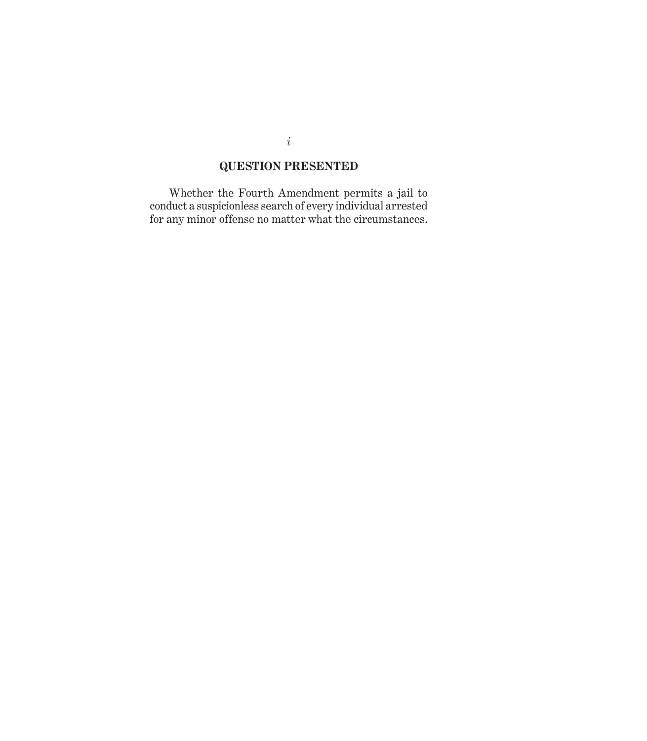## QUESTION PRESENTED

Whether the Fourth Amendment permits a jail to conduct a suspicionless search of every individual arrested for any minor offense no matter what the circumstances.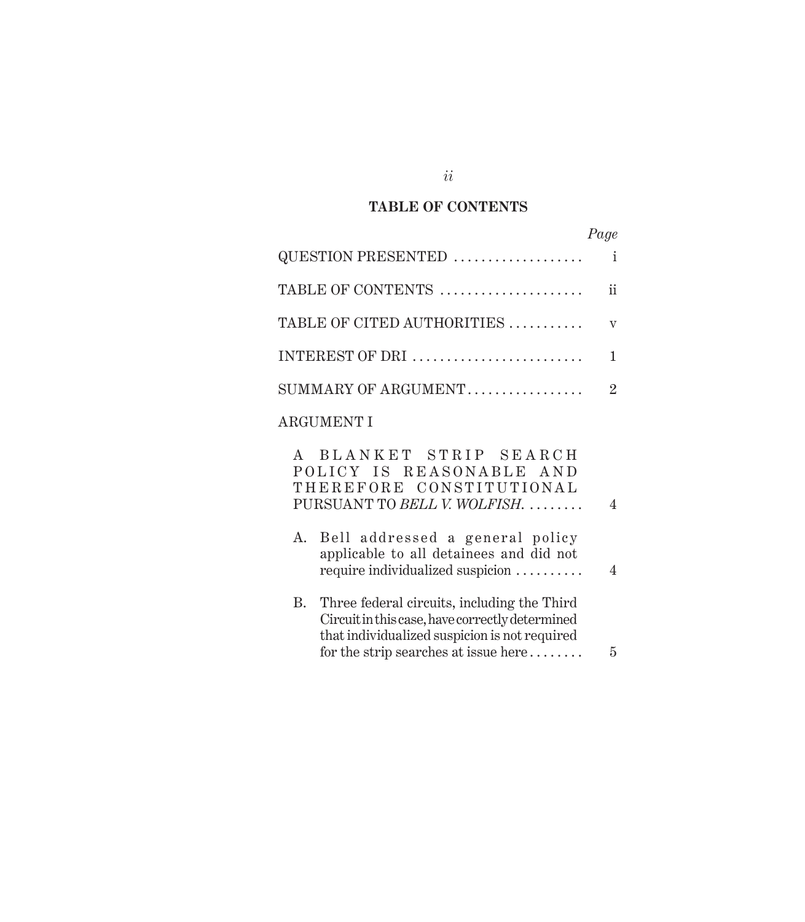## TABLE OF CONTENTS

| | *Page* |
|---|---|
| QUESTION PRESENTED | i |
| TABLE OF CONTENTS | ii |
| TABLE OF CITED AUTHORITIES | v |
| INTEREST OF DRI | 1 |
| SUMMARY OF ARGUMENT | 2 |
| ARGUMENT I | |
| A BLANKET STRIP SEARCH POLICY IS REASONABLE AND THEREFORE CONSTITUTIONAL PURSUANT TO *BELL V. WOLFISH*. | 4 |
| A. Bell addressed a general policy applicable to all detainees and did not require individualized suspicion | 4 |
| B. Three federal circuits, including the Third Circuit in this case, have correctly determined that individualized suspicion is not required for the strip searches at issue here | 5 |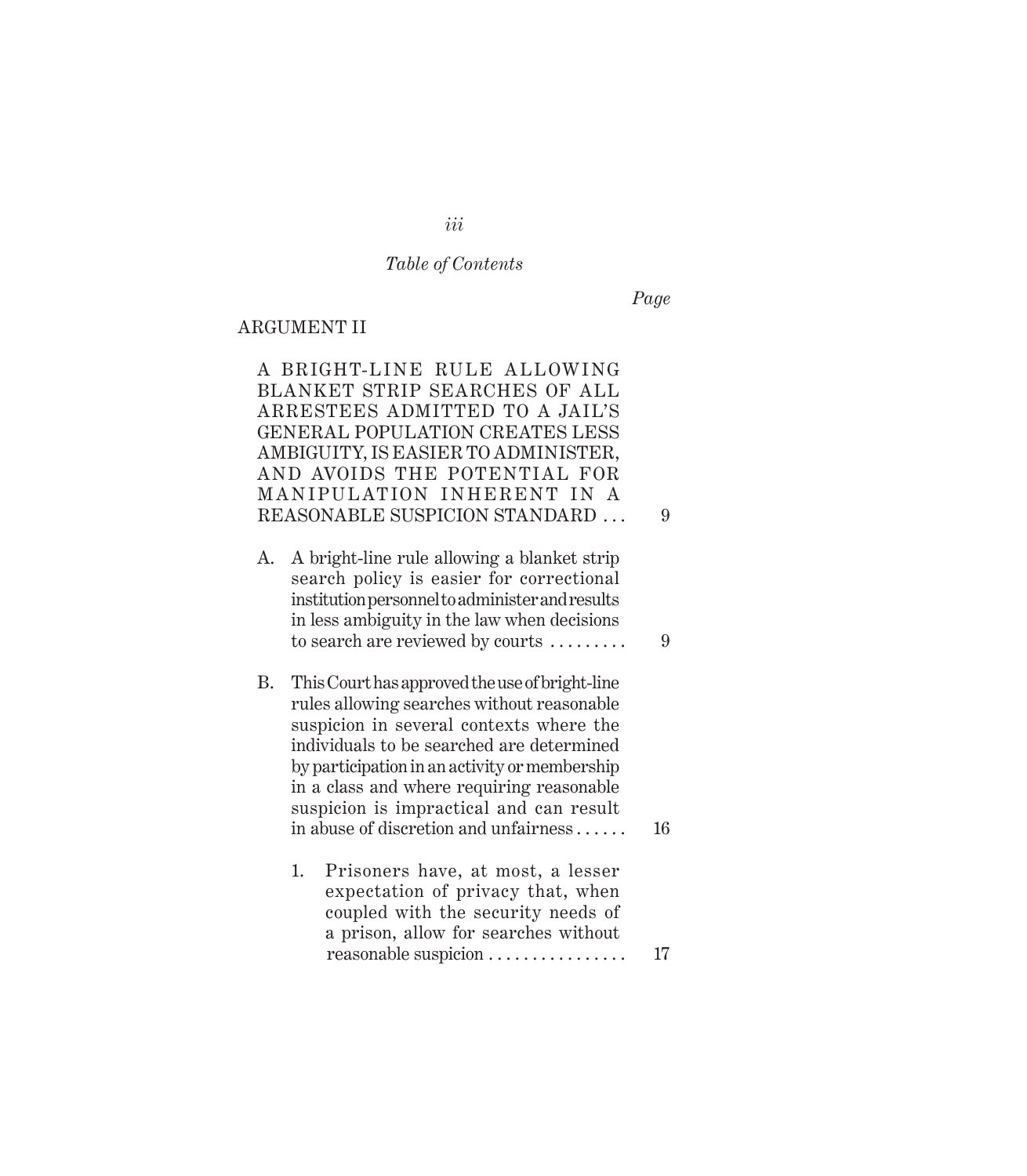*Table of Contents*

*Page*

ARGUMENT II

A BRIGHT-LINE RULE ALLOWING BLANKET STRIP SEARCHES OF ALL ARRESTEES ADMITTED TO A JAIL'S GENERAL POPULATION CREATES LESS AMBIGUITY, IS EASIER TO ADMINISTER, AND AVOIDS THE POTENTIAL FOR MANIPULATION INHERENT IN A REASONABLE SUSPICION STANDARD . . . 9

A. A bright-line rule allowing a blanket strip search policy is easier for correctional institution personnel to administer and results in less ambiguity in the law when decisions to search are reviewed by courts . . . . . . . . . 9

B. This Court has approved the use of bright-line rules allowing searches without reasonable suspicion in several contexts where the individuals to be searched are determined by participation in an activity or membership in a class and where requiring reasonable suspicion is impractical and can result in abuse of discretion and unfairness . . . . . . 16

1. Prisoners have, at most, a lesser expectation of privacy that, when coupled with the security needs of a prison, allow for searches without reasonable suspicion . . . . . . . . . . . . . . . . 17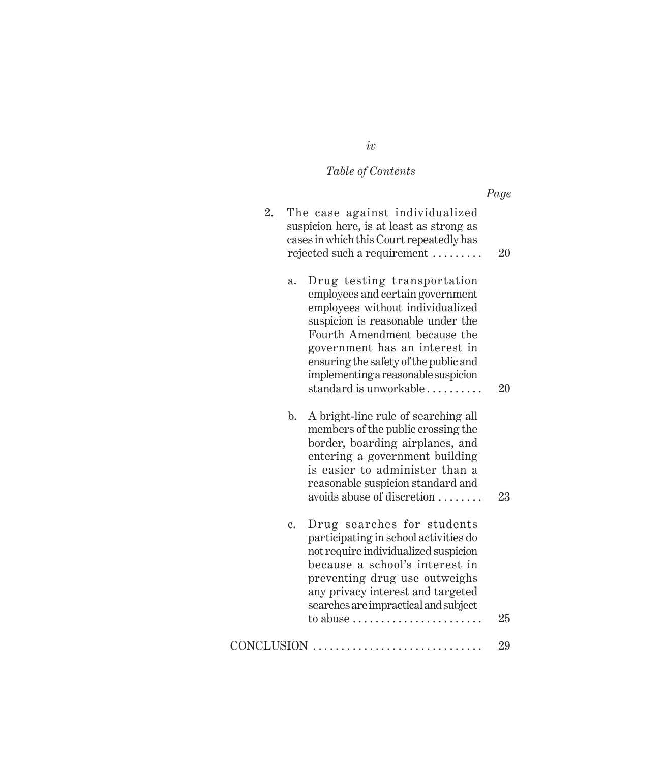*Table of Contents*

| | *Page* |
|---|---|
| 2. The case against individualized suspicion here, is at least as strong as cases in which this Court repeatedly has rejected such a requirement | 20 |
| a. Drug testing transportation employees and certain government employees without individualized suspicion is reasonable under the Fourth Amendment because the government has an interest in ensuring the safety of the public and implementing a reasonable suspicion standard is unworkable | 20 |
| b. A bright-line rule of searching all members of the public crossing the border, boarding airplanes, and entering a government building is easier to administer than a reasonable suspicion standard and avoids abuse of discretion | 23 |
| c. Drug searches for students participating in school activities do not require individualized suspicion because a school's interest in preventing drug use outweighs any privacy interest and targeted searches are impractical and subject to abuse | 25 |
| CONCLUSION | 29 |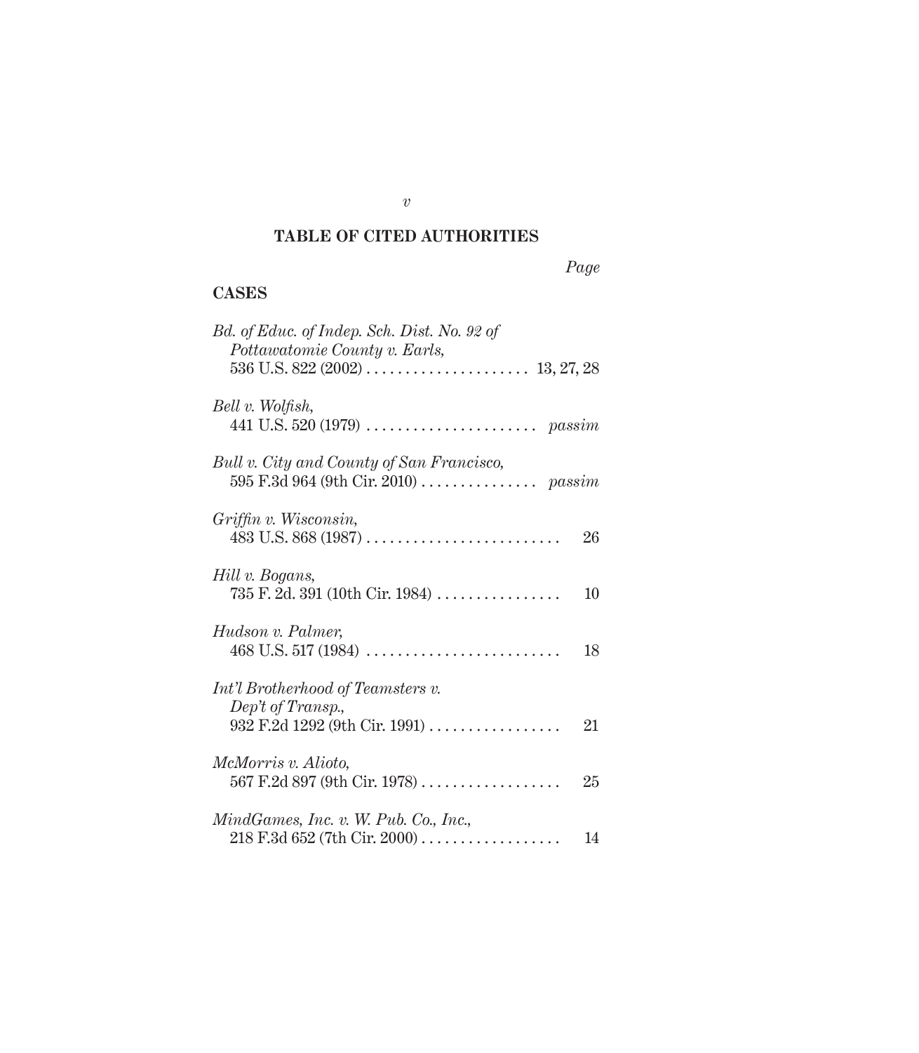## TABLE OF CITED AUTHORITIES

*Page*

### CASES

*Bd. of Educ. of Indep. Sch. Dist. No. 92 of Pottawatomie County v. Earls,*
536 U.S. 822 (2002) . . . . . . . . . . . . . . . . . . . . . 13, 27, 28

*Bell v. Wolfish,*
441 U.S. 520 (1979) . . . . . . . . . . . . . . . . . . . . . . *passim*

*Bull v. City and County of San Francisco,*
595 F.3d 964 (9th Cir. 2010) . . . . . . . . . . . . . . . *passim*

*Griffin v. Wisconsin,*
483 U.S. 868 (1987) . . . . . . . . . . . . . . . . . . . . . . . . . 26

*Hill v. Bogans,*
735 F. 2d. 391 (10th Cir. 1984) . . . . . . . . . . . . . . . . 10

*Hudson v. Palmer,*
468 U.S. 517 (1984) . . . . . . . . . . . . . . . . . . . . . . . . . 18

*Int'l Brotherhood of Teamsters v. Dep't of Transp.,*
932 F.2d 1292 (9th Cir. 1991) . . . . . . . . . . . . . . . . . 21

*McMorris v. Alioto,*
567 F.2d 897 (9th Cir. 1978) . . . . . . . . . . . . . . . . . . 25

*MindGames, Inc. v. W. Pub. Co., Inc.,*
218 F.3d 652 (7th Cir. 2000) . . . . . . . . . . . . . . . . . . 14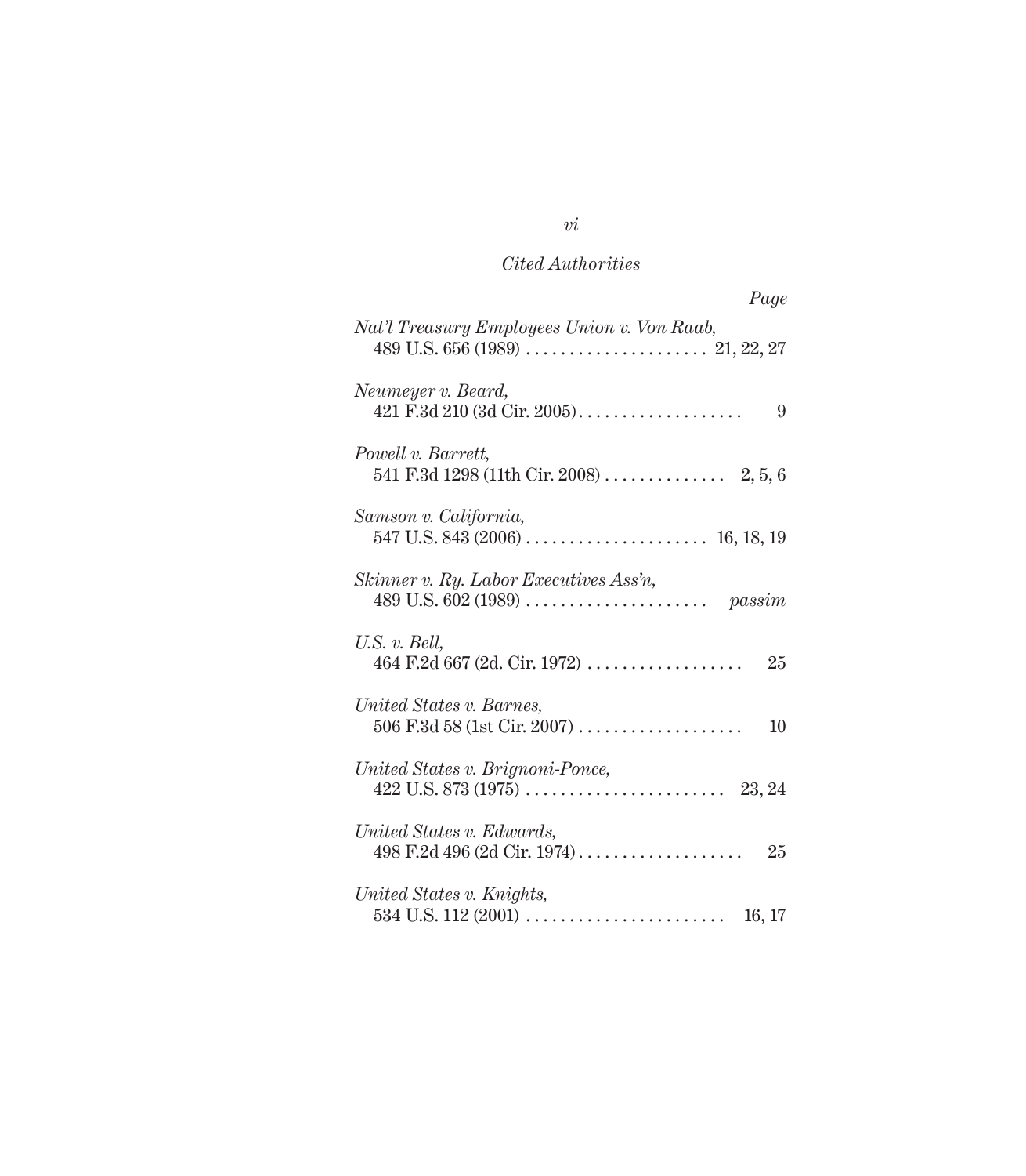*Cited Authorities*

| | Page |
|---|---|
| *Nat'l Treasury Employees Union v. Von Raab*, 489 U.S. 656 (1989) | 21, 22, 27 |
| *Neumeyer v. Beard*, 421 F.3d 210 (3d Cir. 2005) | 9 |
| *Powell v. Barrett*, 541 F.3d 1298 (11th Cir. 2008) | 2, 5, 6 |
| *Samson v. California*, 547 U.S. 843 (2006) | 16, 18, 19 |
| *Skinner v. Ry. Labor Executives Ass'n*, 489 U.S. 602 (1989) | *passim* |
| *U.S. v. Bell*, 464 F.2d 667 (2d. Cir. 1972) | 25 |
| *United States v. Barnes*, 506 F.3d 58 (1st Cir. 2007) | 10 |
| *United States v. Brignoni-Ponce*, 422 U.S. 873 (1975) | 23, 24 |
| *United States v. Edwards*, 498 F.2d 496 (2d Cir. 1974) | 25 |
| *United States v. Knights*, 534 U.S. 112 (2001) | 16, 17 |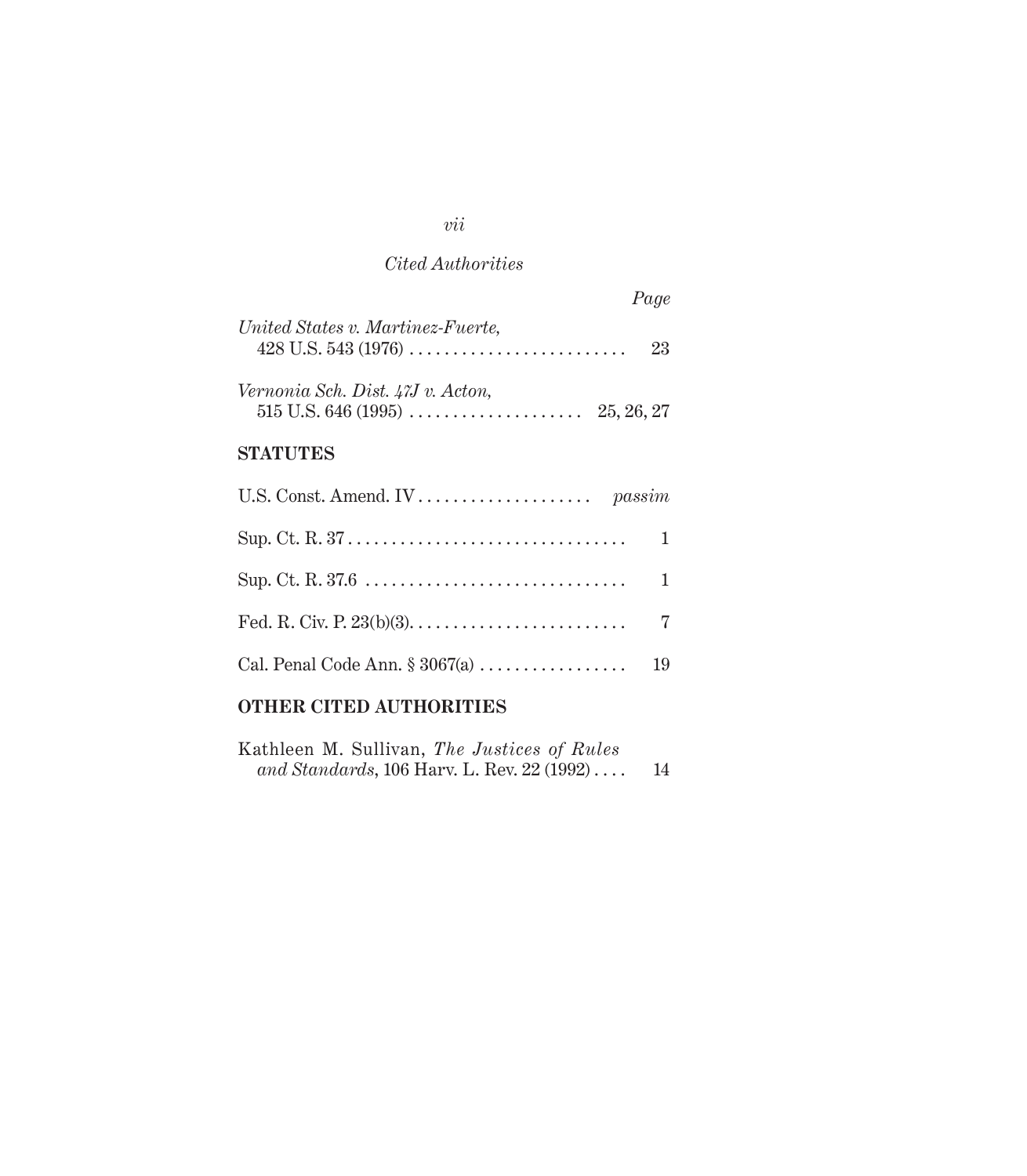*Cited Authorities*

| | Page |
|---|---|
| *United States v. Martinez-Fuerte*, 428 U.S. 543 (1976) | 23 |
| *Vernonia Sch. Dist. 47J v. Acton*, 515 U.S. 646 (1995) | 25, 26, 27 |

**STATUTES**

| | |
|---|---|
| U.S. Const. Amend. IV | *passim* |
| Sup. Ct. R. 37 | 1 |
| Sup. Ct. R. 37.6 | 1 |
| Fed. R. Civ. P. 23(b)(3). | 7 |
| Cal. Penal Code Ann. § 3067(a) | 19 |

**OTHER CITED AUTHORITIES**

| | |
|---|---|
| Kathleen M. Sullivan, *The Justices of Rules and Standards*, 106 Harv. L. Rev. 22 (1992) | 14 |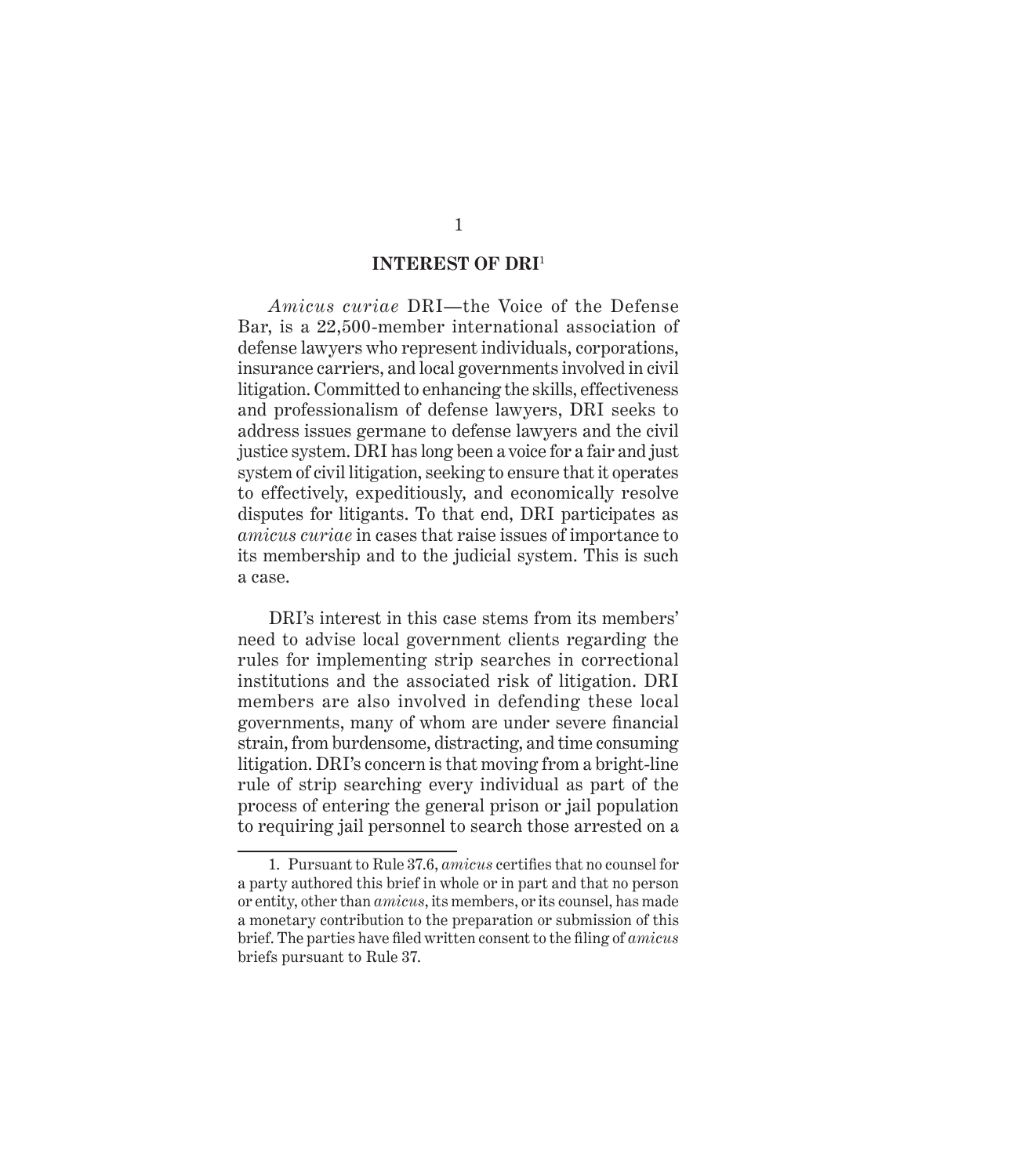## INTEREST OF DRI[1]

*Amicus curiae* DRI—the Voice of the Defense Bar, is a 22,500-member international association of defense lawyers who represent individuals, corporations, insurance carriers, and local governments involved in civil litigation. Committed to enhancing the skills, effectiveness and professionalism of defense lawyers, DRI seeks to address issues germane to defense lawyers and the civil justice system. DRI has long been a voice for a fair and just system of civil litigation, seeking to ensure that it operates to effectively, expeditiously, and economically resolve disputes for litigants. To that end, DRI participates as *amicus curiae* in cases that raise issues of importance to its membership and to the judicial system. This is such a case.

DRI's interest in this case stems from its members' need to advise local government clients regarding the rules for implementing strip searches in correctional institutions and the associated risk of litigation. DRI members are also involved in defending these local governments, many of whom are under severe financial strain, from burdensome, distracting, and time consuming litigation. DRI's concern is that moving from a bright-line rule of strip searching every individual as part of the process of entering the general prison or jail population to requiring jail personnel to search those arrested on a

---

1. Pursuant to Rule 37.6, *amicus* certifies that no counsel for a party authored this brief in whole or in part and that no person or entity, other than *amicus*, its members, or its counsel, has made a monetary contribution to the preparation or submission of this brief. The parties have filed written consent to the filing of *amicus* briefs pursuant to Rule 37.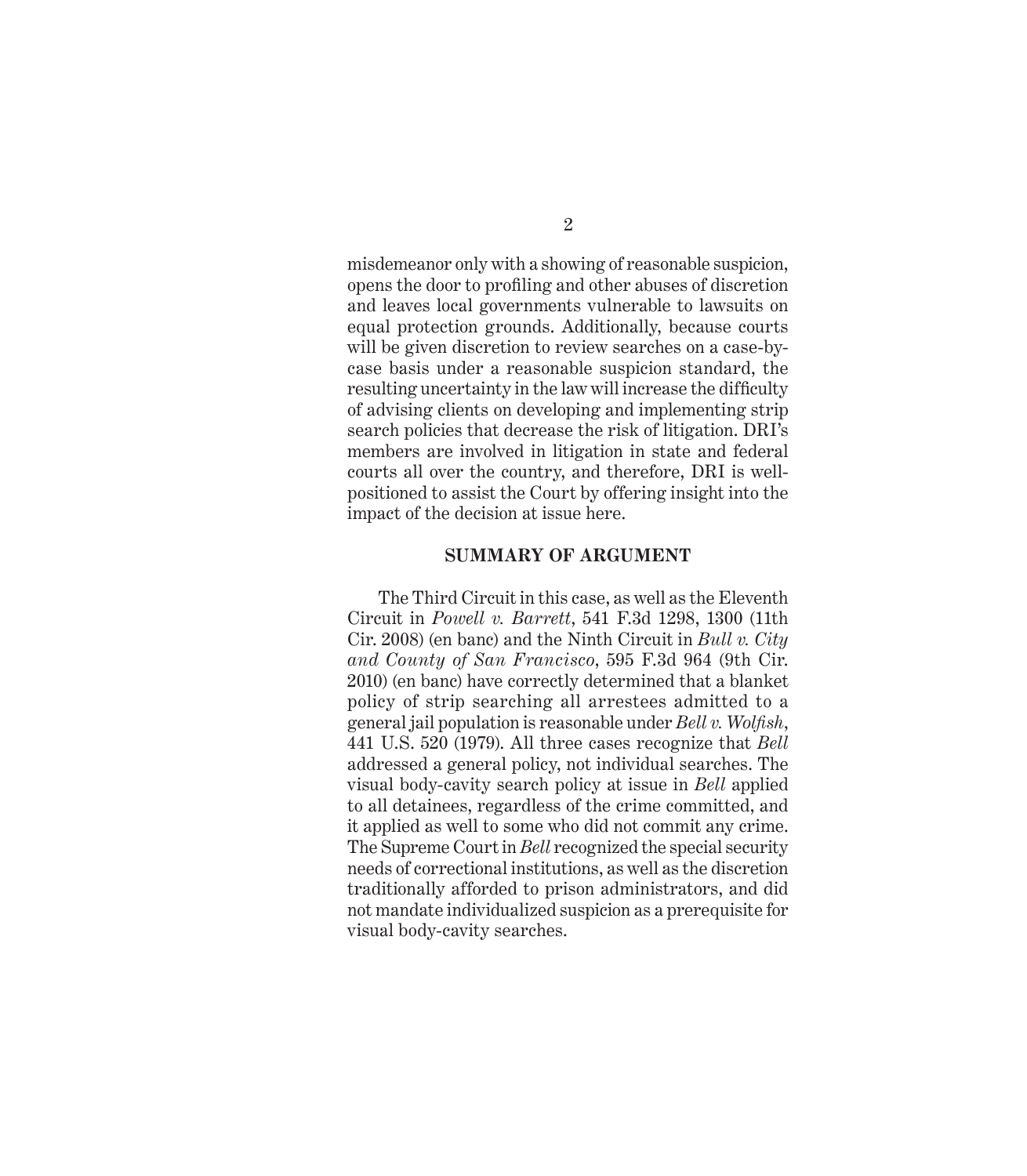misdemeanor only with a showing of reasonable suspicion, opens the door to profiling and other abuses of discretion and leaves local governments vulnerable to lawsuits on equal protection grounds. Additionally, because courts will be given discretion to review searches on a case-by-case basis under a reasonable suspicion standard, the resulting uncertainty in the law will increase the difficulty of advising clients on developing and implementing strip search policies that decrease the risk of litigation. DRI's members are involved in litigation in state and federal courts all over the country, and therefore, DRI is well-positioned to assist the Court by offering insight into the impact of the decision at issue here.

## SUMMARY OF ARGUMENT

The Third Circuit in this case, as well as the Eleventh Circuit in *Powell v. Barrett*, 541 F.3d 1298, 1300 (11th Cir. 2008) (en banc) and the Ninth Circuit in *Bull v. City and County of San Francisco*, 595 F.3d 964 (9th Cir. 2010) (en banc) have correctly determined that a blanket policy of strip searching all arrestees admitted to a general jail population is reasonable under *Bell v. Wolfish*, 441 U.S. 520 (1979). All three cases recognize that *Bell* addressed a general policy, not individual searches. The visual body-cavity search policy at issue in *Bell* applied to all detainees, regardless of the crime committed, and it applied as well to some who did not commit any crime. The Supreme Court in *Bell* recognized the special security needs of correctional institutions, as well as the discretion traditionally afforded to prison administrators, and did not mandate individualized suspicion as a prerequisite for visual body-cavity searches.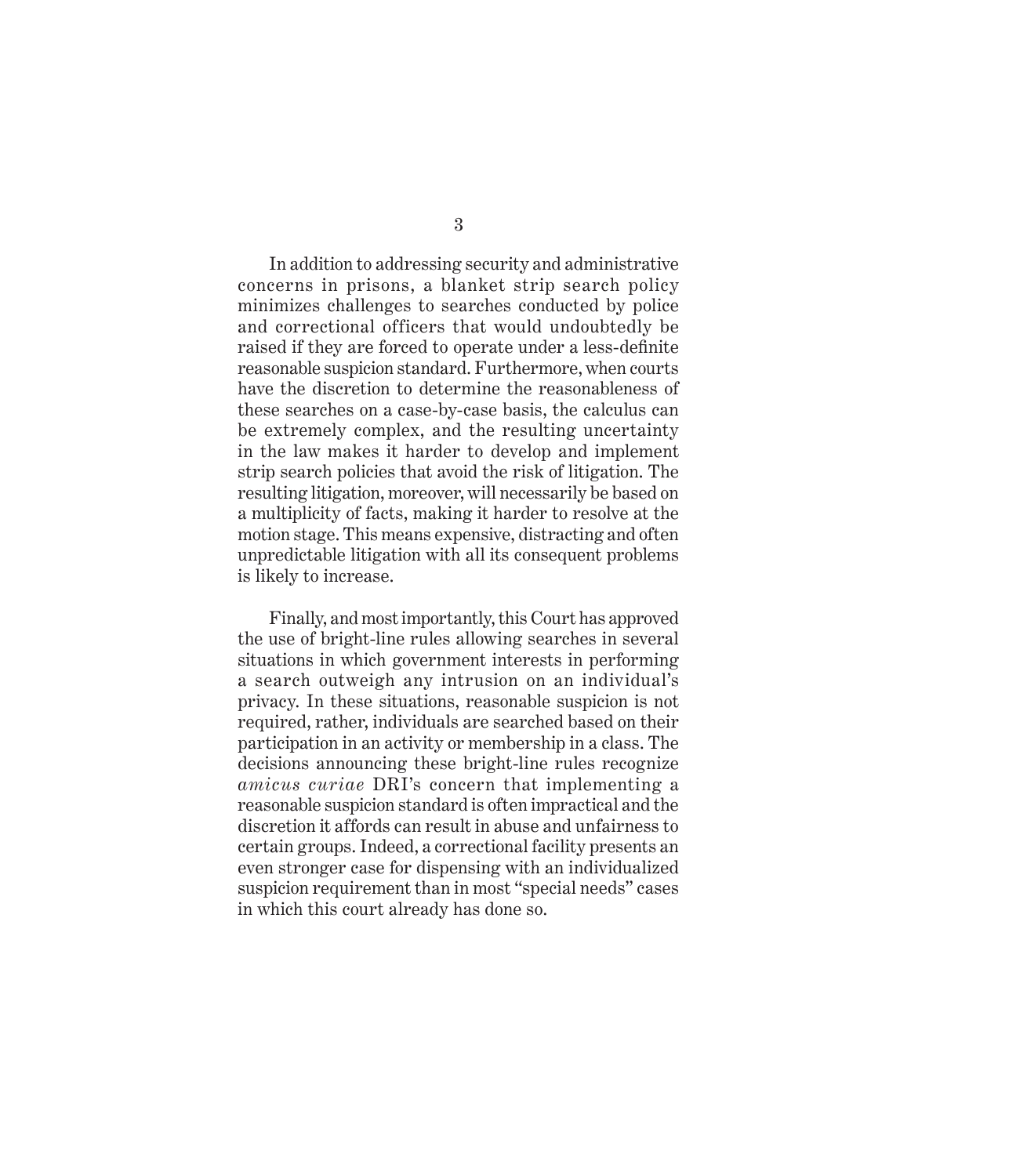In addition to addressing security and administrative concerns in prisons, a blanket strip search policy minimizes challenges to searches conducted by police and correctional officers that would undoubtedly be raised if they are forced to operate under a less-definite reasonable suspicion standard. Furthermore, when courts have the discretion to determine the reasonableness of these searches on a case-by-case basis, the calculus can be extremely complex, and the resulting uncertainty in the law makes it harder to develop and implement strip search policies that avoid the risk of litigation. The resulting litigation, moreover, will necessarily be based on a multiplicity of facts, making it harder to resolve at the motion stage. This means expensive, distracting and often unpredictable litigation with all its consequent problems is likely to increase.

Finally, and most importantly, this Court has approved the use of bright-line rules allowing searches in several situations in which government interests in performing a search outweigh any intrusion on an individual's privacy. In these situations, reasonable suspicion is not required, rather, individuals are searched based on their participation in an activity or membership in a class. The decisions announcing these bright-line rules recognize *amicus curiae* DRI's concern that implementing a reasonable suspicion standard is often impractical and the discretion it affords can result in abuse and unfairness to certain groups. Indeed, a correctional facility presents an even stronger case for dispensing with an individualized suspicion requirement than in most "special needs" cases in which this court already has done so.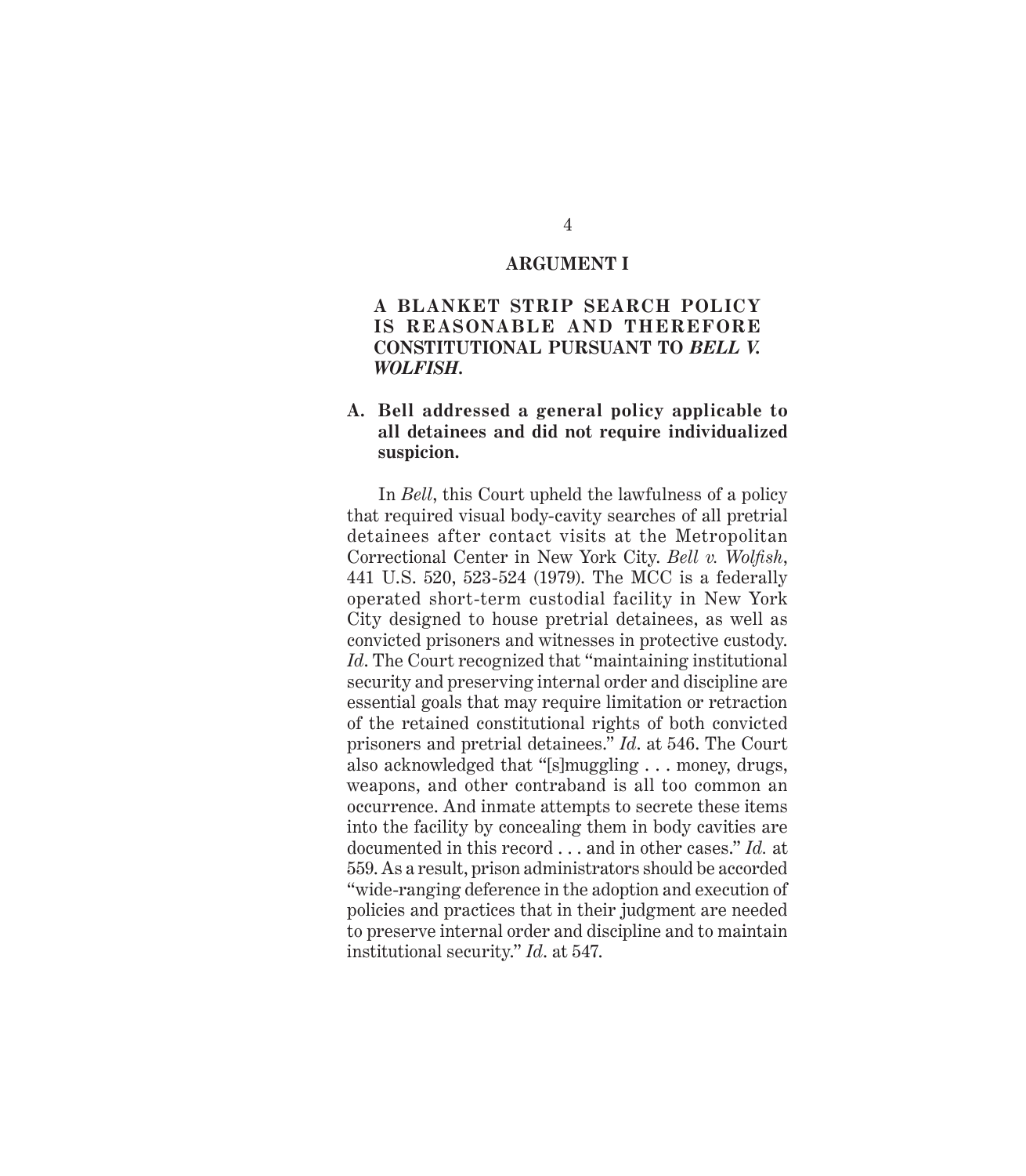## ARGUMENT I

### A BLANKET STRIP SEARCH POLICY IS REASONABLE AND THEREFORE CONSTITUTIONAL PURSUANT TO *BELL V. WOLFISH*.

#### A. Bell addressed a general policy applicable to all detainees and did not require individualized suspicion.

In *Bell*, this Court upheld the lawfulness of a policy that required visual body-cavity searches of all pretrial detainees after contact visits at the Metropolitan Correctional Center in New York City. *Bell v. Wolfish*, 441 U.S. 520, 523-524 (1979). The MCC is a federally operated short-term custodial facility in New York City designed to house pretrial detainees, as well as convicted prisoners and witnesses in protective custody. *Id*. The Court recognized that "maintaining institutional security and preserving internal order and discipline are essential goals that may require limitation or retraction of the retained constitutional rights of both convicted prisoners and pretrial detainees." *Id*. at 546. The Court also acknowledged that "[s]muggling . . . money, drugs, weapons, and other contraband is all too common an occurrence. And inmate attempts to secrete these items into the facility by concealing them in body cavities are documented in this record . . . and in other cases." *Id.* at 559. As a result, prison administrators should be accorded "wide-ranging deference in the adoption and execution of policies and practices that in their judgment are needed to preserve internal order and discipline and to maintain institutional security." *Id*. at 547.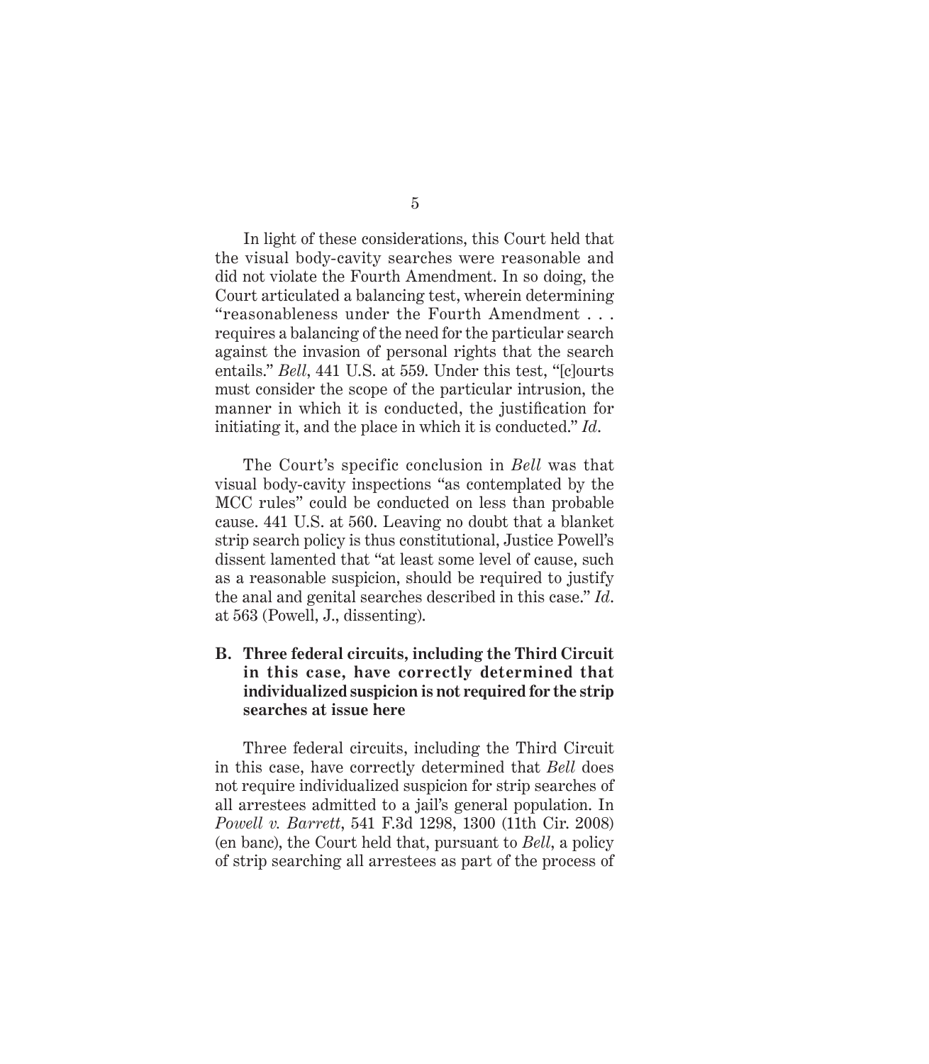In light of these considerations, this Court held that the visual body-cavity searches were reasonable and did not violate the Fourth Amendment. In so doing, the Court articulated a balancing test, wherein determining "reasonableness under the Fourth Amendment . . . requires a balancing of the need for the particular search against the invasion of personal rights that the search entails." *Bell*, 441 U.S. at 559. Under this test, "[c]ourts must consider the scope of the particular intrusion, the manner in which it is conducted, the justification for initiating it, and the place in which it is conducted." *Id*.

The Court's specific conclusion in *Bell* was that visual body-cavity inspections "as contemplated by the MCC rules" could be conducted on less than probable cause. 441 U.S. at 560. Leaving no doubt that a blanket strip search policy is thus constitutional, Justice Powell's dissent lamented that "at least some level of cause, such as a reasonable suspicion, should be required to justify the anal and genital searches described in this case." *Id*. at 563 (Powell, J., dissenting).

### B. Three federal circuits, including the Third Circuit in this case, have correctly determined that individualized suspicion is not required for the strip searches at issue here

Three federal circuits, including the Third Circuit in this case, have correctly determined that *Bell* does not require individualized suspicion for strip searches of all arrestees admitted to a jail's general population. In *Powell v. Barrett*, 541 F.3d 1298, 1300 (11th Cir. 2008) (en banc), the Court held that, pursuant to *Bell*, a policy of strip searching all arrestees as part of the process of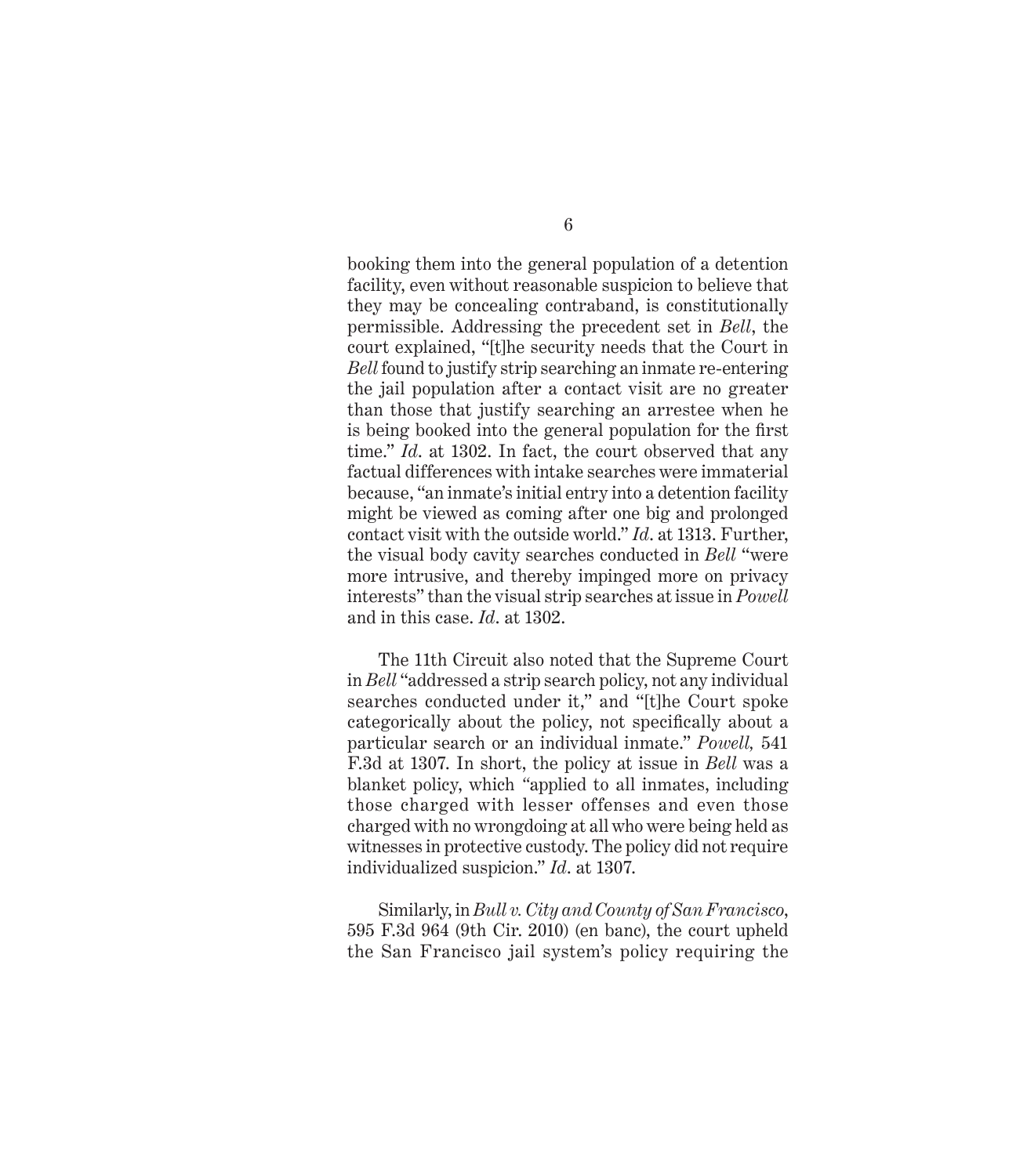booking them into the general population of a detention facility, even without reasonable suspicion to believe that they may be concealing contraband, is constitutionally permissible. Addressing the precedent set in *Bell*, the court explained, "[t]he security needs that the Court in *Bell* found to justify strip searching an inmate re-entering the jail population after a contact visit are no greater than those that justify searching an arrestee when he is being booked into the general population for the first time." *Id*. at 1302. In fact, the court observed that any factual differences with intake searches were immaterial because, "an inmate's initial entry into a detention facility might be viewed as coming after one big and prolonged contact visit with the outside world." *Id*. at 1313. Further, the visual body cavity searches conducted in *Bell* "were more intrusive, and thereby impinged more on privacy interests" than the visual strip searches at issue in *Powell* and in this case. *Id*. at 1302.

The 11th Circuit also noted that the Supreme Court in *Bell* "addressed a strip search policy, not any individual searches conducted under it," and "[t]he Court spoke categorically about the policy, not specifically about a particular search or an individual inmate." *Powell,* 541 F.3d at 1307. In short, the policy at issue in *Bell* was a blanket policy, which "applied to all inmates, including those charged with lesser offenses and even those charged with no wrongdoing at all who were being held as witnesses in protective custody. The policy did not require individualized suspicion." *Id*. at 1307.

Similarly, in *Bull v. City and County of San Francisco*, 595 F.3d 964 (9th Cir. 2010) (en banc), the court upheld the San Francisco jail system's policy requiring the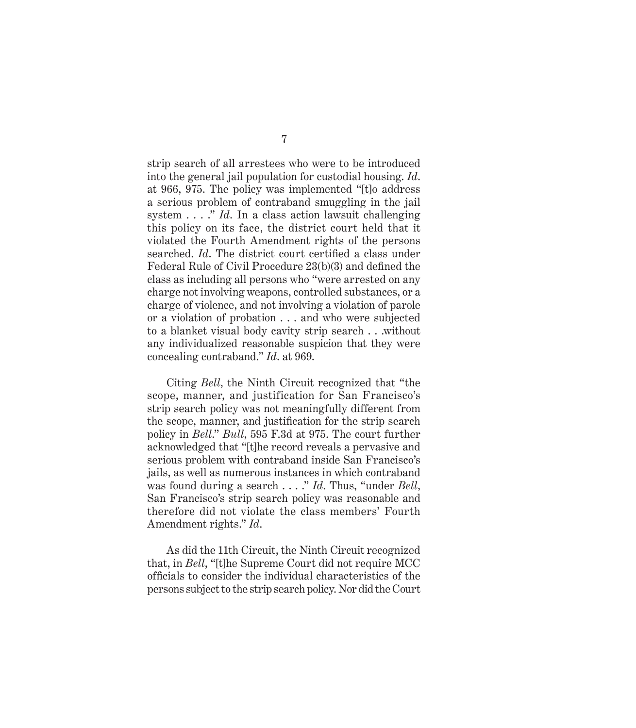strip search of all arrestees who were to be introduced into the general jail population for custodial housing. *Id*. at 966, 975. The policy was implemented "[t]o address a serious problem of contraband smuggling in the jail system . . . ." *Id*. In a class action lawsuit challenging this policy on its face, the district court held that it violated the Fourth Amendment rights of the persons searched. *Id*. The district court certified a class under Federal Rule of Civil Procedure 23(b)(3) and defined the class as including all persons who "were arrested on any charge not involving weapons, controlled substances, or a charge of violence, and not involving a violation of parole or a violation of probation . . . and who were subjected to a blanket visual body cavity strip search . . .without any individualized reasonable suspicion that they were concealing contraband." *Id*. at 969.

Citing *Bell*, the Ninth Circuit recognized that "the scope, manner, and justification for San Francisco's strip search policy was not meaningfully different from the scope, manner, and justification for the strip search policy in *Bell*." *Bull*, 595 F.3d at 975. The court further acknowledged that "[t]he record reveals a pervasive and serious problem with contraband inside San Francisco's jails, as well as numerous instances in which contraband was found during a search . . . ." *Id*. Thus, "under *Bell*, San Francisco's strip search policy was reasonable and therefore did not violate the class members' Fourth Amendment rights." *Id*.

As did the 11th Circuit, the Ninth Circuit recognized that, in *Bell*, "[t]he Supreme Court did not require MCC officials to consider the individual characteristics of the persons subject to the strip search policy. Nor did the Court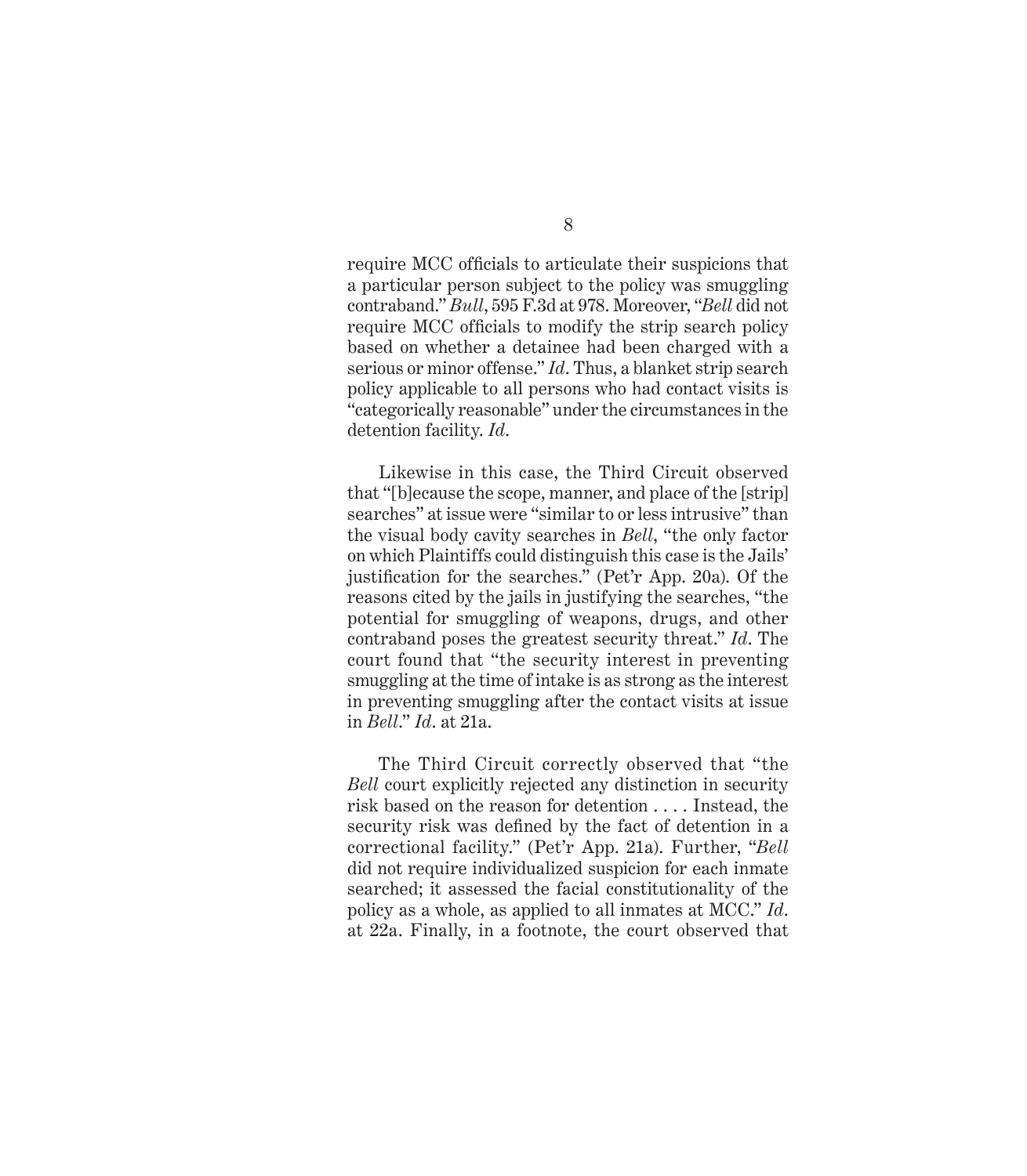require MCC officials to articulate their suspicions that a particular person subject to the policy was smuggling contraband." *Bull*, 595 F.3d at 978. Moreover, "*Bell* did not require MCC officials to modify the strip search policy based on whether a detainee had been charged with a serious or minor offense." *Id*. Thus, a blanket strip search policy applicable to all persons who had contact visits is "categorically reasonable" under the circumstances in the detention facility. *Id*.

Likewise in this case, the Third Circuit observed that "[b]ecause the scope, manner, and place of the [strip] searches" at issue were "similar to or less intrusive" than the visual body cavity searches in *Bell*, "the only factor on which Plaintiffs could distinguish this case is the Jails' justification for the searches." (Pet'r App. 20a). Of the reasons cited by the jails in justifying the searches, "the potential for smuggling of weapons, drugs, and other contraband poses the greatest security threat." *Id*. The court found that "the security interest in preventing smuggling at the time of intake is as strong as the interest in preventing smuggling after the contact visits at issue in *Bell*." *Id*. at 21a.

The Third Circuit correctly observed that "the *Bell* court explicitly rejected any distinction in security risk based on the reason for detention . . . . Instead, the security risk was defined by the fact of detention in a correctional facility." (Pet'r App. 21a). Further, "*Bell* did not require individualized suspicion for each inmate searched; it assessed the facial constitutionality of the policy as a whole, as applied to all inmates at MCC." *Id*. at 22a. Finally, in a footnote, the court observed that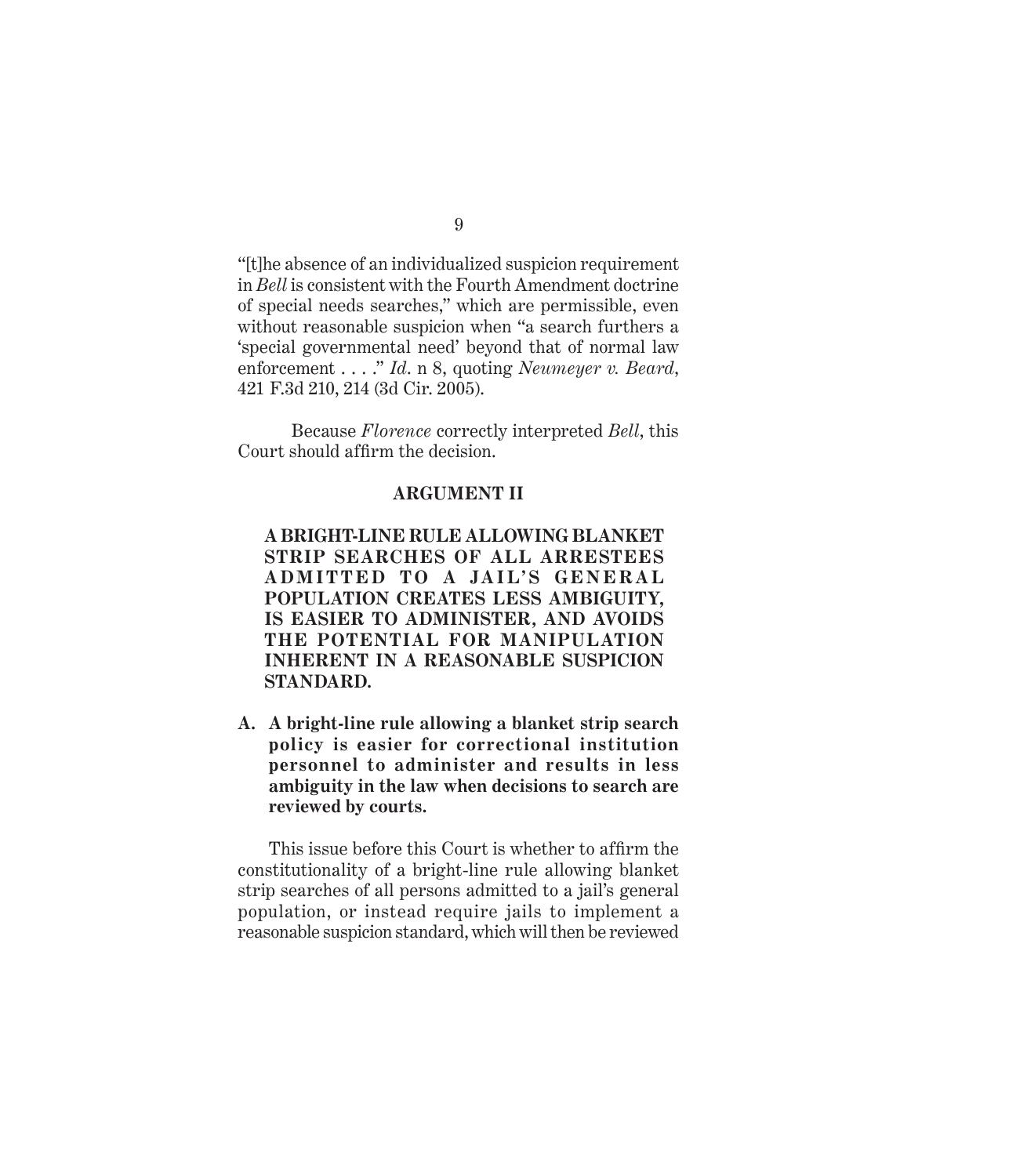"[t]he absence of an individualized suspicion requirement in *Bell* is consistent with the Fourth Amendment doctrine of special needs searches," which are permissible, even without reasonable suspicion when "a search furthers a 'special governmental need' beyond that of normal law enforcement . . . ." *Id*. n 8, quoting *Neumeyer v. Beard*, 421 F.3d 210, 214 (3d Cir. 2005).

Because *Florence* correctly interpreted *Bell*, this Court should affirm the decision.

## ARGUMENT II

### A BRIGHT-LINE RULE ALLOWING BLANKET STRIP SEARCHES OF ALL ARRESTEES ADMITTED TO A JAIL'S GENERAL POPULATION CREATES LESS AMBIGUITY, IS EASIER TO ADMINISTER, AND AVOIDS THE POTENTIAL FOR MANIPULATION INHERENT IN A REASONABLE SUSPICION STANDARD.

#### A. A bright-line rule allowing a blanket strip search policy is easier for correctional institution personnel to administer and results in less ambiguity in the law when decisions to search are reviewed by courts.

This issue before this Court is whether to affirm the constitutionality of a bright-line rule allowing blanket strip searches of all persons admitted to a jail's general population, or instead require jails to implement a reasonable suspicion standard, which will then be reviewed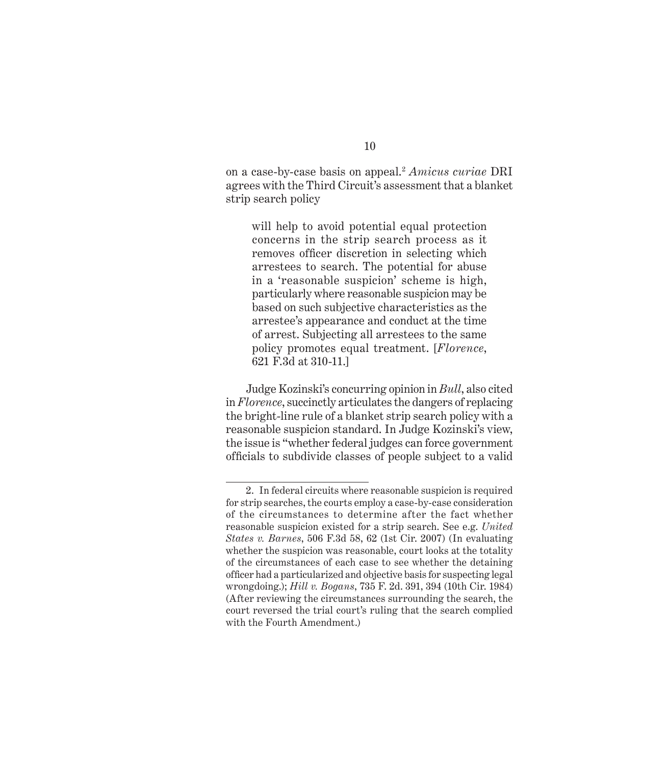on a case-by-case basis on appeal.[2] *Amicus curiae* DRI agrees with the Third Circuit's assessment that a blanket strip search policy

> will help to avoid potential equal protection concerns in the strip search process as it removes officer discretion in selecting which arrestees to search. The potential for abuse in a 'reasonable suspicion' scheme is high, particularly where reasonable suspicion may be based on such subjective characteristics as the arrestee's appearance and conduct at the time of arrest. Subjecting all arrestees to the same policy promotes equal treatment. [*Florence*, 621 F.3d at 310-11.]

Judge Kozinski's concurring opinion in *Bull*, also cited in *Florence*, succinctly articulates the dangers of replacing the bright-line rule of a blanket strip search policy with a reasonable suspicion standard. In Judge Kozinski's view, the issue is "whether federal judges can force government officials to subdivide classes of people subject to a valid

---

2. In federal circuits where reasonable suspicion is required for strip searches, the courts employ a case-by-case consideration of the circumstances to determine after the fact whether reasonable suspicion existed for a strip search. See e.g. *United States v. Barnes*, 506 F.3d 58, 62 (1st Cir. 2007) (In evaluating whether the suspicion was reasonable, court looks at the totality of the circumstances of each case to see whether the detaining officer had a particularized and objective basis for suspecting legal wrongdoing.); *Hill v. Bogans*, 735 F. 2d. 391, 394 (10th Cir. 1984) (After reviewing the circumstances surrounding the search, the court reversed the trial court's ruling that the search complied with the Fourth Amendment.)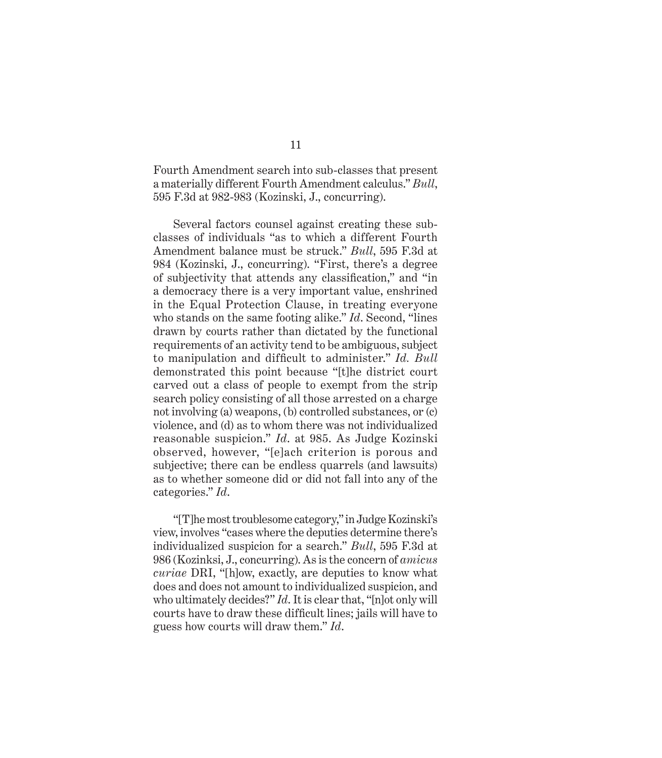Fourth Amendment search into sub-classes that present a materially different Fourth Amendment calculus." *Bull*, 595 F.3d at 982-983 (Kozinski, J., concurring).

Several factors counsel against creating these sub-classes of individuals "as to which a different Fourth Amendment balance must be struck." *Bull*, 595 F.3d at 984 (Kozinski, J., concurring). "First, there's a degree of subjectivity that attends any classification," and "in a democracy there is a very important value, enshrined in the Equal Protection Clause, in treating everyone who stands on the same footing alike." *Id*. Second, "lines drawn by courts rather than dictated by the functional requirements of an activity tend to be ambiguous, subject to manipulation and difficult to administer." *Id. Bull* demonstrated this point because "[t]he district court carved out a class of people to exempt from the strip search policy consisting of all those arrested on a charge not involving (a) weapons, (b) controlled substances, or (c) violence, and (d) as to whom there was not individualized reasonable suspicion." *Id*. at 985. As Judge Kozinski observed, however, "[e]ach criterion is porous and subjective; there can be endless quarrels (and lawsuits) as to whether someone did or did not fall into any of the categories." *Id*.

"[T]he most troublesome category," in Judge Kozinski's view, involves "cases where the deputies determine there's individualized suspicion for a search." *Bull*, 595 F.3d at 986 (Kozinksi, J., concurring). As is the concern of *amicus curiae* DRI, "[h]ow, exactly, are deputies to know what does and does not amount to individualized suspicion, and who ultimately decides?" *Id*. It is clear that, "[n]ot only will courts have to draw these difficult lines; jails will have to guess how courts will draw them." *Id*.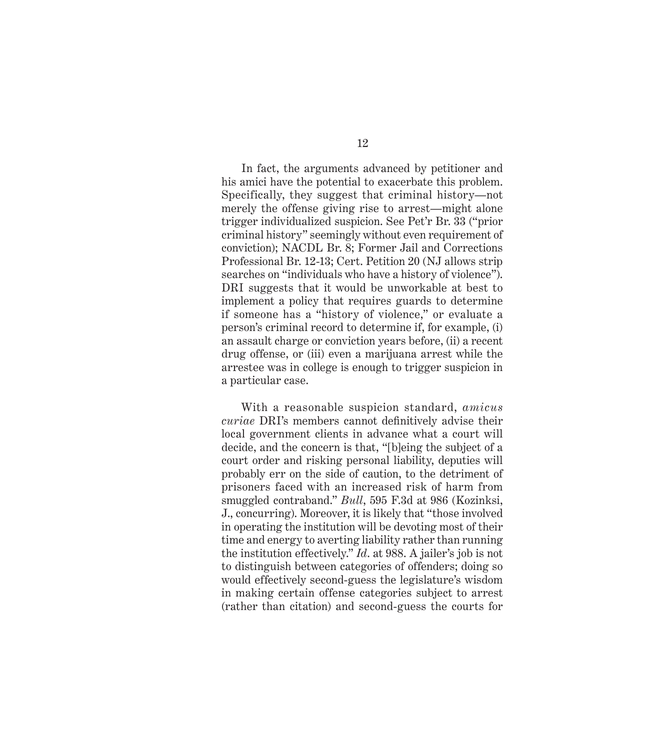In fact, the arguments advanced by petitioner and his amici have the potential to exacerbate this problem. Specifically, they suggest that criminal history—not merely the offense giving rise to arrest—might alone trigger individualized suspicion. See Pet'r Br. 33 ("prior criminal history" seemingly without even requirement of conviction); NACDL Br. 8; Former Jail and Corrections Professional Br. 12-13; Cert. Petition 20 (NJ allows strip searches on "individuals who have a history of violence"). DRI suggests that it would be unworkable at best to implement a policy that requires guards to determine if someone has a "history of violence," or evaluate a person's criminal record to determine if, for example, (i) an assault charge or conviction years before, (ii) a recent drug offense, or (iii) even a marijuana arrest while the arrestee was in college is enough to trigger suspicion in a particular case.

With a reasonable suspicion standard, *amicus curiae* DRI's members cannot definitively advise their local government clients in advance what a court will decide, and the concern is that, "[b]eing the subject of a court order and risking personal liability, deputies will probably err on the side of caution, to the detriment of prisoners faced with an increased risk of harm from smuggled contraband." *Bull*, 595 F.3d at 986 (Kozinksi, J., concurring). Moreover, it is likely that "those involved in operating the institution will be devoting most of their time and energy to averting liability rather than running the institution effectively." *Id*. at 988. A jailer's job is not to distinguish between categories of offenders; doing so would effectively second-guess the legislature's wisdom in making certain offense categories subject to arrest (rather than citation) and second-guess the courts for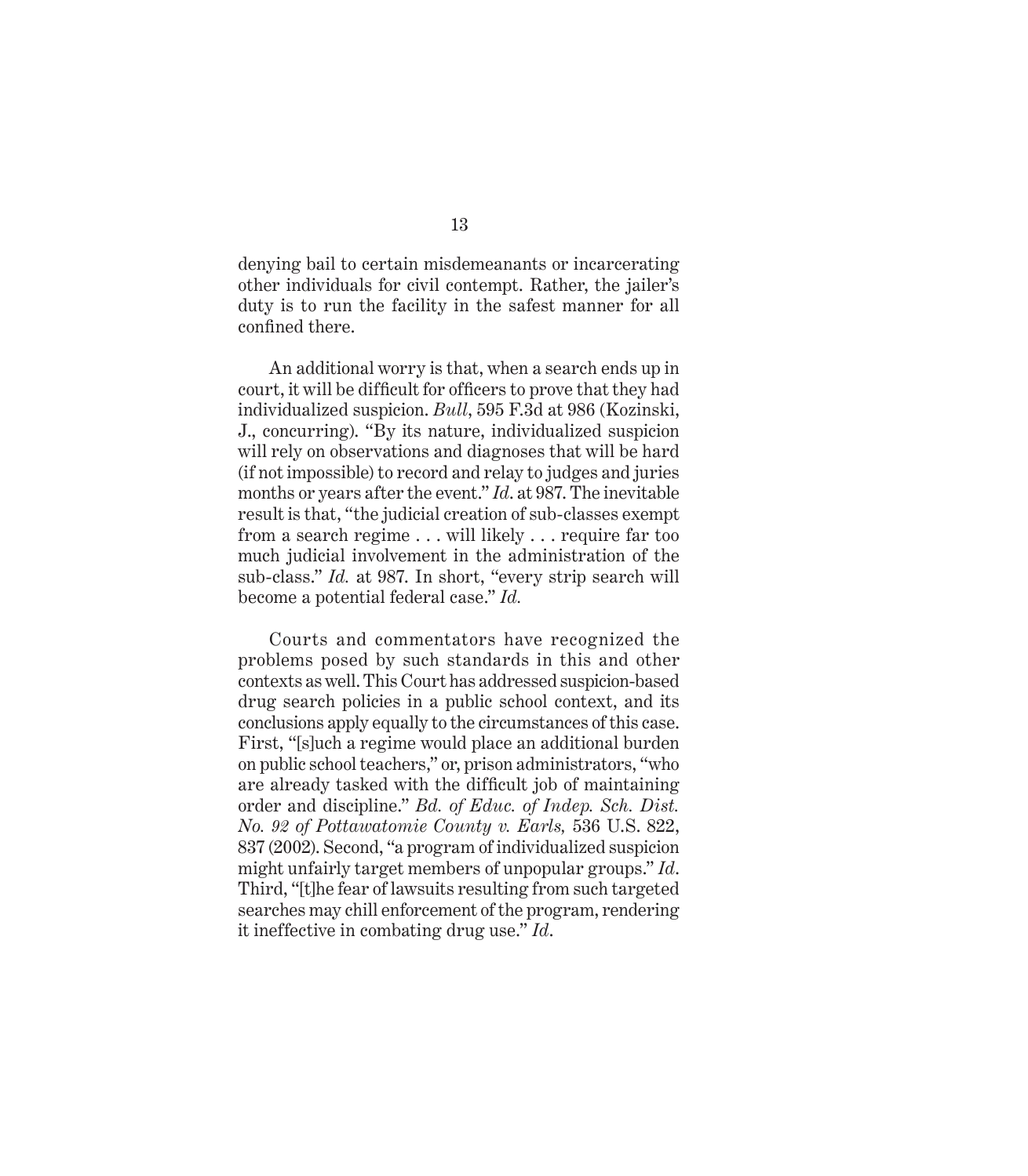denying bail to certain misdemeanants or incarcerating other individuals for civil contempt. Rather, the jailer's duty is to run the facility in the safest manner for all confined there.

An additional worry is that, when a search ends up in court, it will be difficult for officers to prove that they had individualized suspicion. *Bull*, 595 F.3d at 986 (Kozinski, J., concurring). "By its nature, individualized suspicion will rely on observations and diagnoses that will be hard (if not impossible) to record and relay to judges and juries months or years after the event." *Id.* at 987. The inevitable result is that, "the judicial creation of sub-classes exempt from a search regime . . . will likely . . . require far too much judicial involvement in the administration of the sub-class." *Id.* at 987. In short, "every strip search will become a potential federal case." *Id.*

Courts and commentators have recognized the problems posed by such standards in this and other contexts as well. This Court has addressed suspicion-based drug search policies in a public school context, and its conclusions apply equally to the circumstances of this case. First, "[s]uch a regime would place an additional burden on public school teachers," or, prison administrators, "who are already tasked with the difficult job of maintaining order and discipline." *Bd. of Educ. of Indep. Sch. Dist. No. 92 of Pottawatomie County v. Earls,* 536 U.S. 822, 837 (2002). Second, "a program of individualized suspicion might unfairly target members of unpopular groups." *Id.* Third, "[t]he fear of lawsuits resulting from such targeted searches may chill enforcement of the program, rendering it ineffective in combating drug use." *Id.*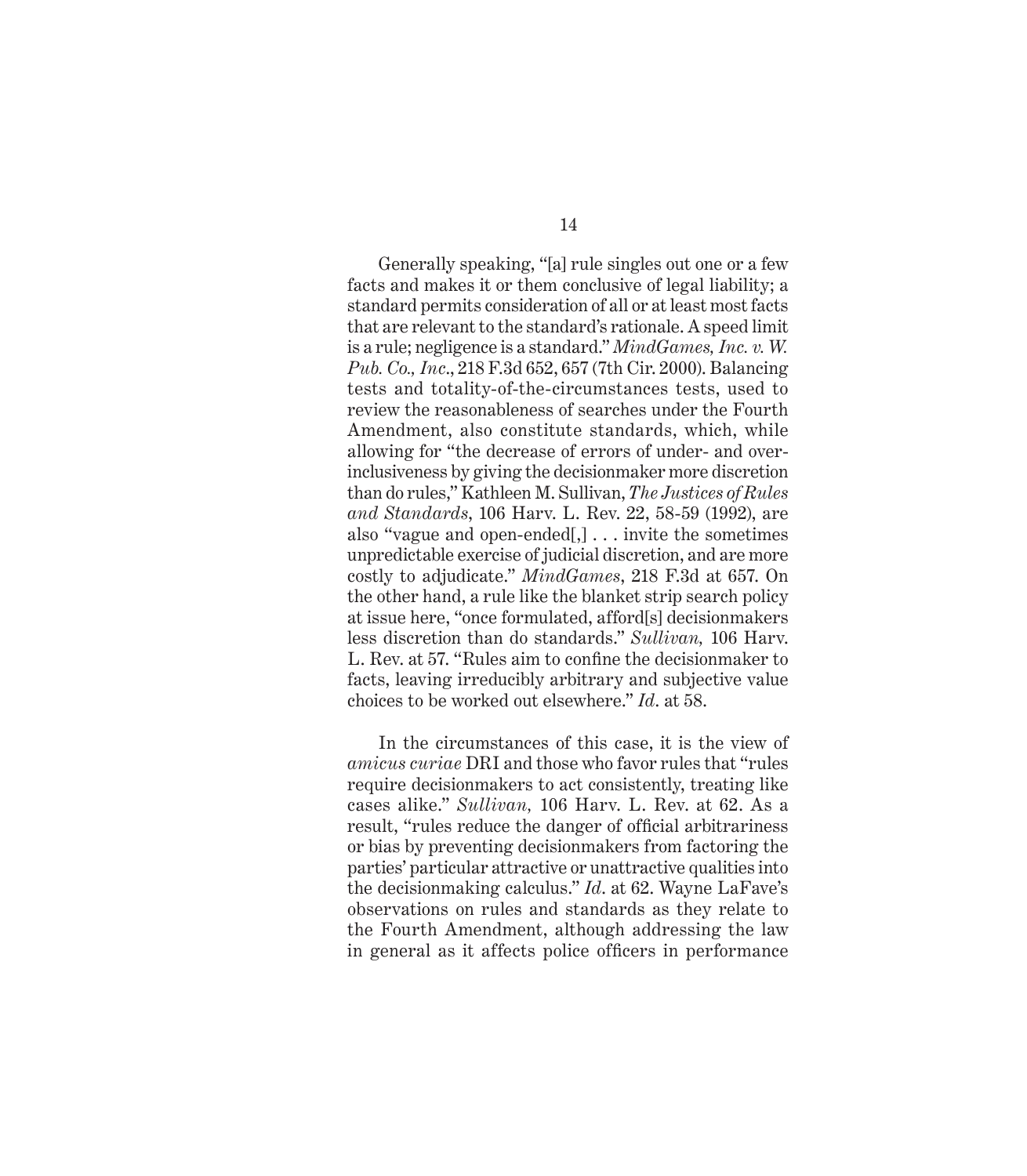Generally speaking, "[a] rule singles out one or a few facts and makes it or them conclusive of legal liability; a standard permits consideration of all or at least most facts that are relevant to the standard's rationale. A speed limit is a rule; negligence is a standard." *MindGames, Inc. v. W. Pub. Co., Inc*., 218 F.3d 652, 657 (7th Cir. 2000). Balancing tests and totality-of-the-circumstances tests, used to review the reasonableness of searches under the Fourth Amendment, also constitute standards, which, while allowing for "the decrease of errors of under- and over-inclusiveness by giving the decisionmaker more discretion than do rules," Kathleen M. Sullivan, *The Justices of Rules and Standards*, 106 Harv. L. Rev. 22, 58-59 (1992), are also "vague and open-ended[,] . . . invite the sometimes unpredictable exercise of judicial discretion, and are more costly to adjudicate." *MindGames*, 218 F.3d at 657. On the other hand, a rule like the blanket strip search policy at issue here, "once formulated, afford[s] decisionmakers less discretion than do standards." *Sullivan,* 106 Harv. L. Rev. at 57. "Rules aim to confine the decisionmaker to facts, leaving irreducibly arbitrary and subjective value choices to be worked out elsewhere." *Id*. at 58.

In the circumstances of this case, it is the view of *amicus curiae* DRI and those who favor rules that "rules require decisionmakers to act consistently, treating like cases alike." *Sullivan,* 106 Harv. L. Rev. at 62. As a result, "rules reduce the danger of official arbitrariness or bias by preventing decisionmakers from factoring the parties' particular attractive or unattractive qualities into the decisionmaking calculus." *Id*. at 62. Wayne LaFave's observations on rules and standards as they relate to the Fourth Amendment, although addressing the law in general as it affects police officers in performance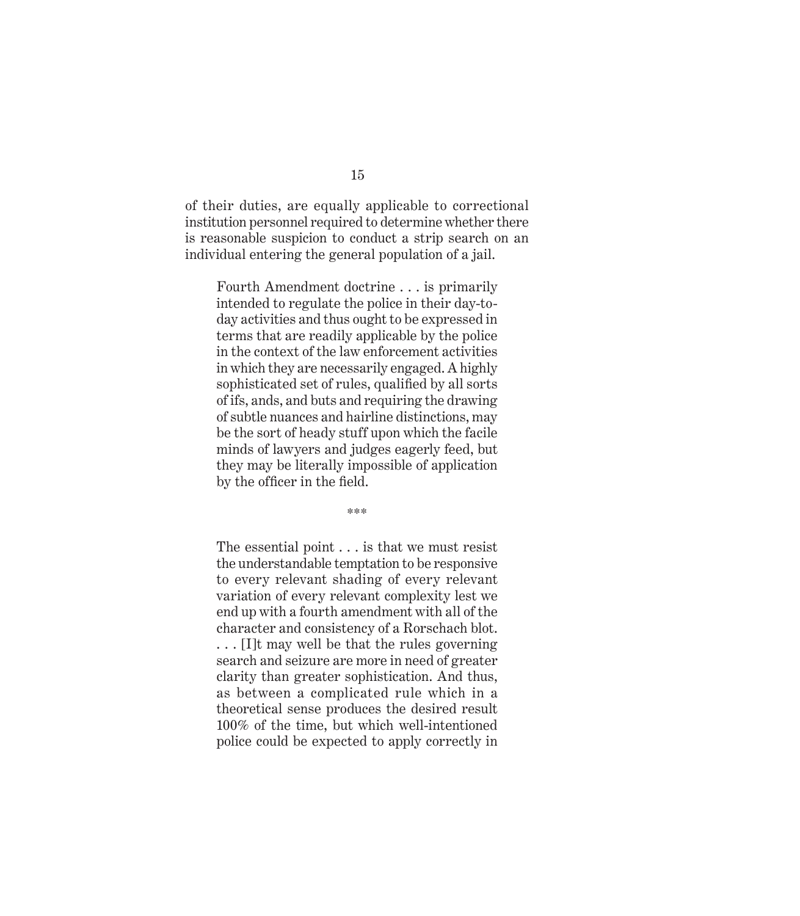of their duties, are equally applicable to correctional institution personnel required to determine whether there is reasonable suspicion to conduct a strip search on an individual entering the general population of a jail.

> Fourth Amendment doctrine . . . is primarily intended to regulate the police in their day-to-day activities and thus ought to be expressed in terms that are readily applicable by the police in the context of the law enforcement activities in which they are necessarily engaged. A highly sophisticated set of rules, qualified by all sorts of ifs, ands, and buts and requiring the drawing of subtle nuances and hairline distinctions, may be the sort of heady stuff upon which the facile minds of lawyers and judges eagerly feed, but they may be literally impossible of application by the officer in the field.
>
> ***
>
> The essential point . . . is that we must resist the understandable temptation to be responsive to every relevant shading of every relevant variation of every relevant complexity lest we end up with a fourth amendment with all of the character and consistency of a Rorschach blot. . . . [I]t may well be that the rules governing search and seizure are more in need of greater clarity than greater sophistication. And thus, as between a complicated rule which in a theoretical sense produces the desired result 100% of the time, but which well-intentioned police could be expected to apply correctly in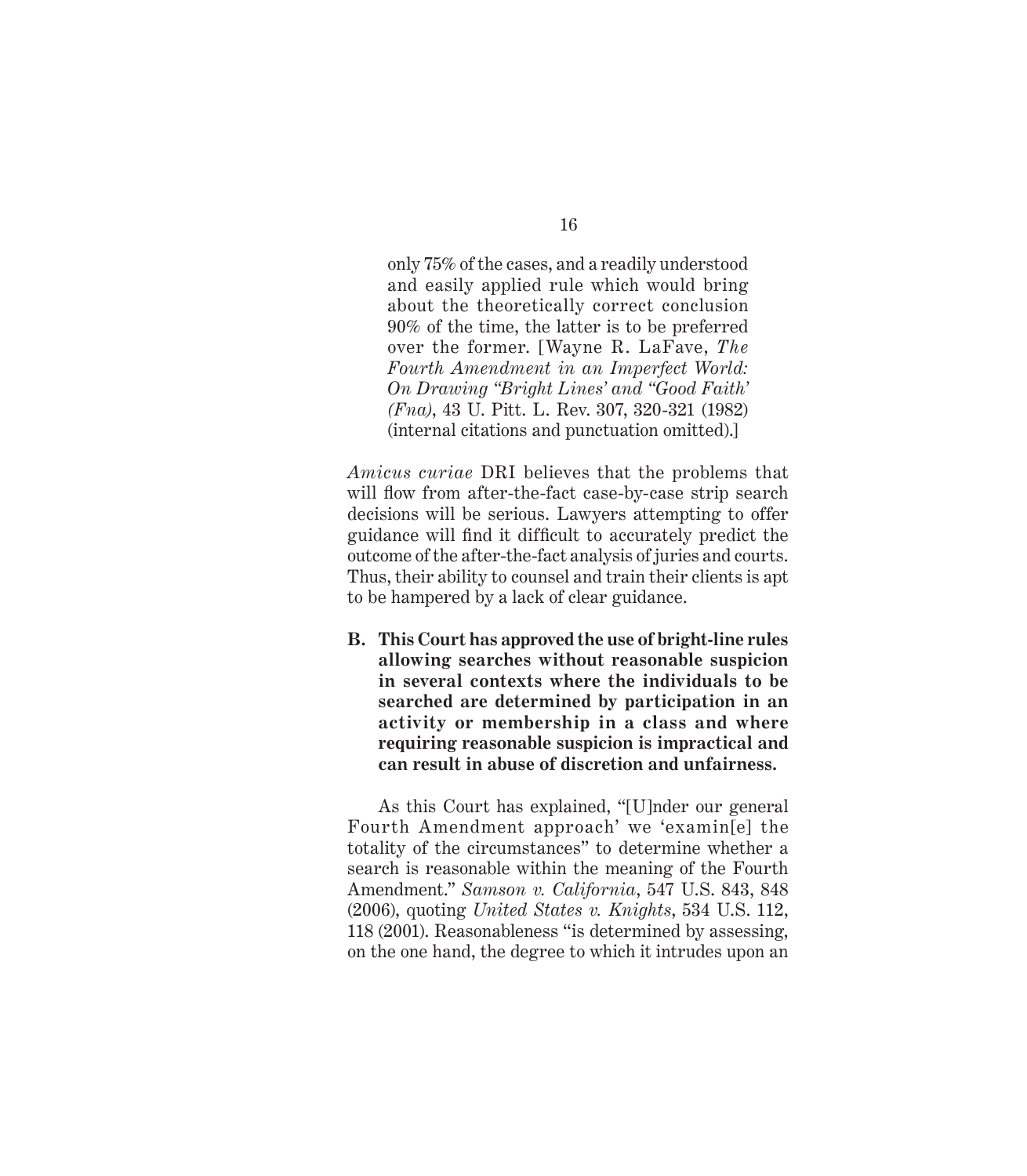> only 75% of the cases, and a readily understood and easily applied rule which would bring about the theoretically correct conclusion 90% of the time, the latter is to be preferred over the former. [Wayne R. LaFave, *The Fourth Amendment in an Imperfect World: On Drawing "Bright Lines' and "Good Faith' (Fna)*, 43 U. Pitt. L. Rev. 307, 320-321 (1982) (internal citations and punctuation omitted).]

*Amicus curiae* DRI believes that the problems that will flow from after-the-fact case-by-case strip search decisions will be serious. Lawyers attempting to offer guidance will find it difficult to accurately predict the outcome of the after-the-fact analysis of juries and courts. Thus, their ability to counsel and train their clients is apt to be hampered by a lack of clear guidance.

**B. This Court has approved the use of bright-line rules allowing searches without reasonable suspicion in several contexts where the individuals to be searched are determined by participation in an activity or membership in a class and where requiring reasonable suspicion is impractical and can result in abuse of discretion and unfairness.**

As this Court has explained, "[U]nder our general Fourth Amendment approach' we 'examin[e] the totality of the circumstances" to determine whether a search is reasonable within the meaning of the Fourth Amendment." *Samson v. California*, 547 U.S. 843, 848 (2006), quoting *United States v. Knights*, 534 U.S. 112, 118 (2001). Reasonableness "is determined by assessing, on the one hand, the degree to which it intrudes upon an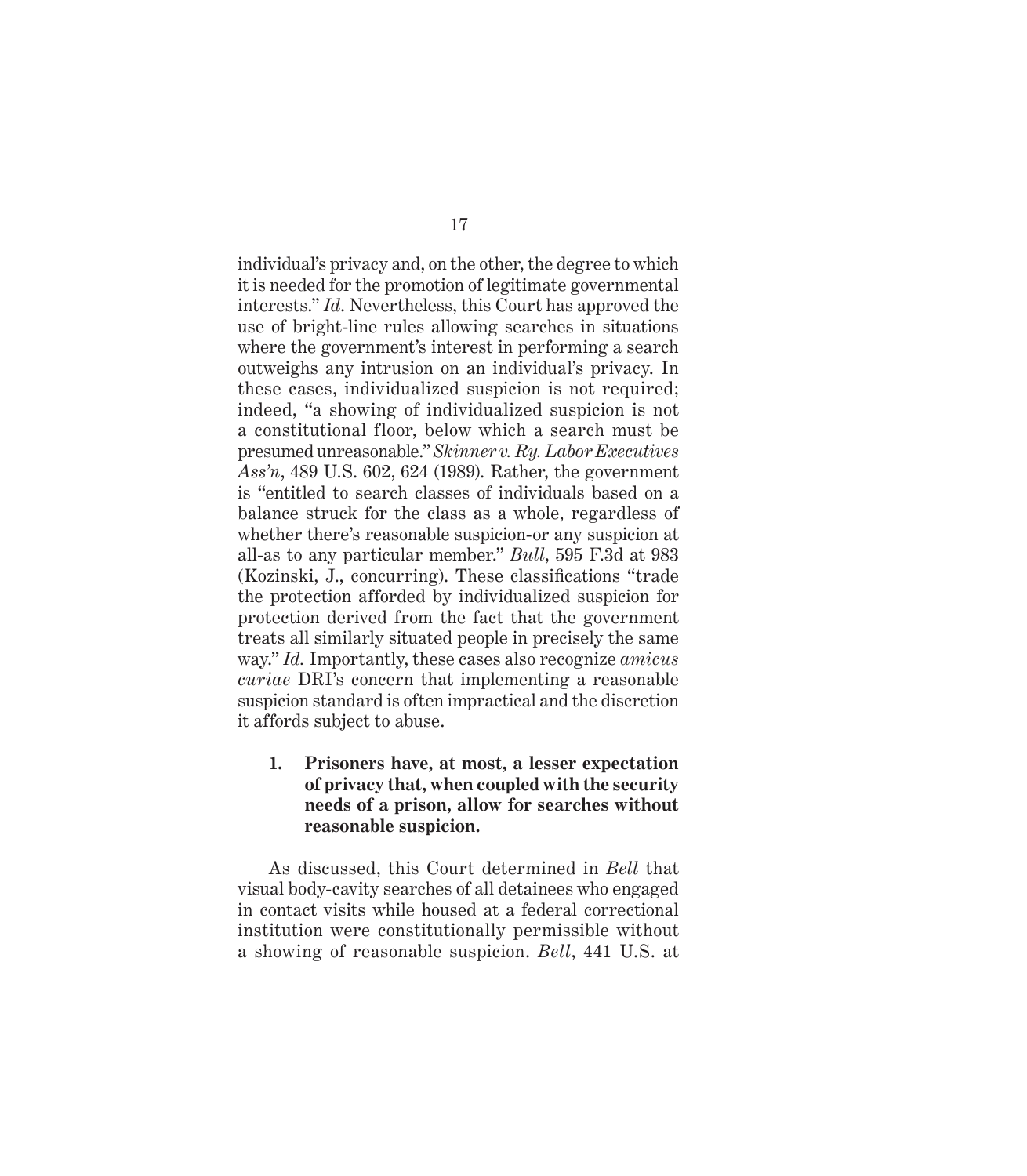individual's privacy and, on the other, the degree to which it is needed for the promotion of legitimate governmental interests." *Id*. Nevertheless, this Court has approved the use of bright-line rules allowing searches in situations where the government's interest in performing a search outweighs any intrusion on an individual's privacy. In these cases, individualized suspicion is not required; indeed, "a showing of individualized suspicion is not a constitutional floor, below which a search must be presumed unreasonable." *Skinner v. Ry. Labor Executives Ass'n*, 489 U.S. 602, 624 (1989). Rather, the government is "entitled to search classes of individuals based on a balance struck for the class as a whole, regardless of whether there's reasonable suspicion-or any suspicion at all-as to any particular member." *Bull*, 595 F.3d at 983 (Kozinski, J., concurring). These classifications "trade the protection afforded by individualized suspicion for protection derived from the fact that the government treats all similarly situated people in precisely the same way." *Id.* Importantly, these cases also recognize *amicus curiae* DRI's concern that implementing a reasonable suspicion standard is often impractical and the discretion it affords subject to abuse.

**1. Prisoners have, at most, a lesser expectation of privacy that, when coupled with the security needs of a prison, allow for searches without reasonable suspicion.**

As discussed, this Court determined in *Bell* that visual body-cavity searches of all detainees who engaged in contact visits while housed at a federal correctional institution were constitutionally permissible without a showing of reasonable suspicion. *Bell*, 441 U.S. at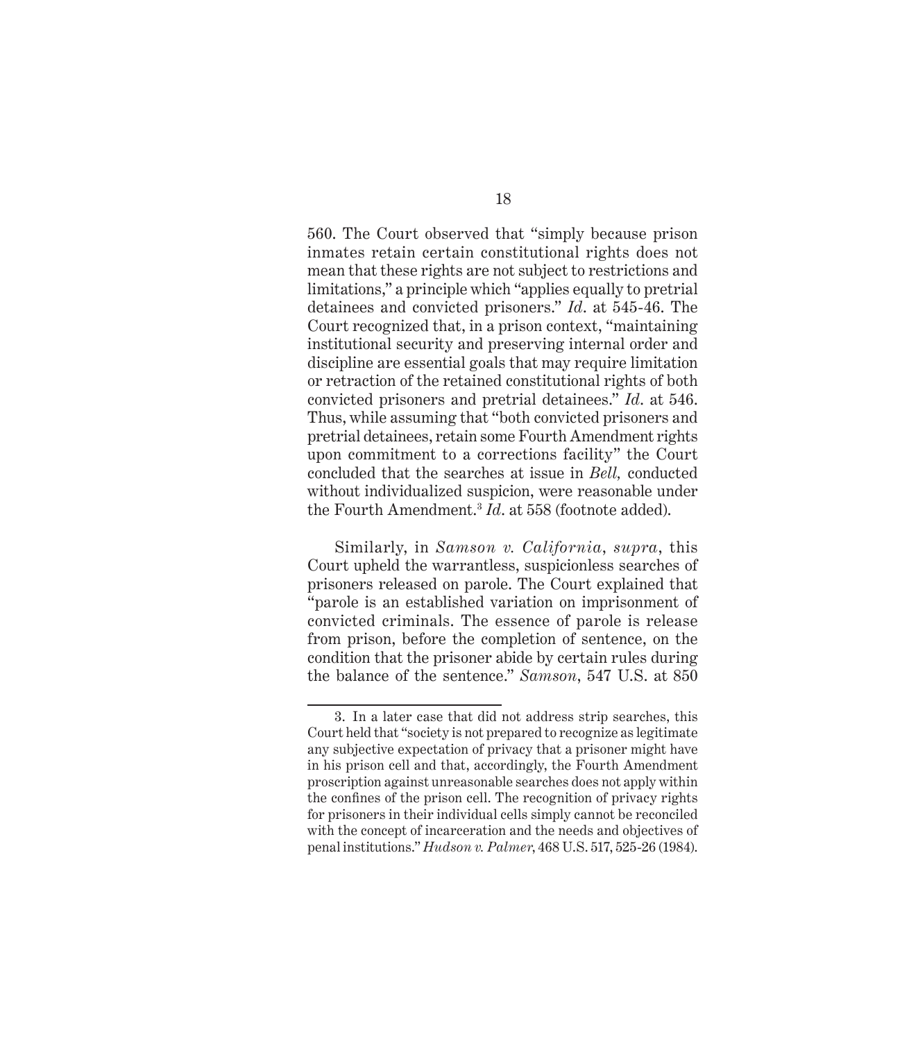560. The Court observed that "simply because prison inmates retain certain constitutional rights does not mean that these rights are not subject to restrictions and limitations," a principle which "applies equally to pretrial detainees and convicted prisoners." *Id*. at 545-46. The Court recognized that, in a prison context, "maintaining institutional security and preserving internal order and discipline are essential goals that may require limitation or retraction of the retained constitutional rights of both convicted prisoners and pretrial detainees." *Id*. at 546. Thus, while assuming that "both convicted prisoners and pretrial detainees, retain some Fourth Amendment rights upon commitment to a corrections facility" the Court concluded that the searches at issue in *Bell,* conducted without individualized suspicion, were reasonable under the Fourth Amendment.[3] *Id*. at 558 (footnote added).

Similarly, in *Samson v. California*, *supra*, this Court upheld the warrantless, suspicionless searches of prisoners released on parole. The Court explained that "parole is an established variation on imprisonment of convicted criminals. The essence of parole is release from prison, before the completion of sentence, on the condition that the prisoner abide by certain rules during the balance of the sentence." *Samson*, 547 U.S. at 850

---

3. In a later case that did not address strip searches, this Court held that "society is not prepared to recognize as legitimate any subjective expectation of privacy that a prisoner might have in his prison cell and that, accordingly, the Fourth Amendment proscription against unreasonable searches does not apply within the confines of the prison cell. The recognition of privacy rights for prisoners in their individual cells simply cannot be reconciled with the concept of incarceration and the needs and objectives of penal institutions." *Hudson v. Palmer*, 468 U.S. 517, 525-26 (1984).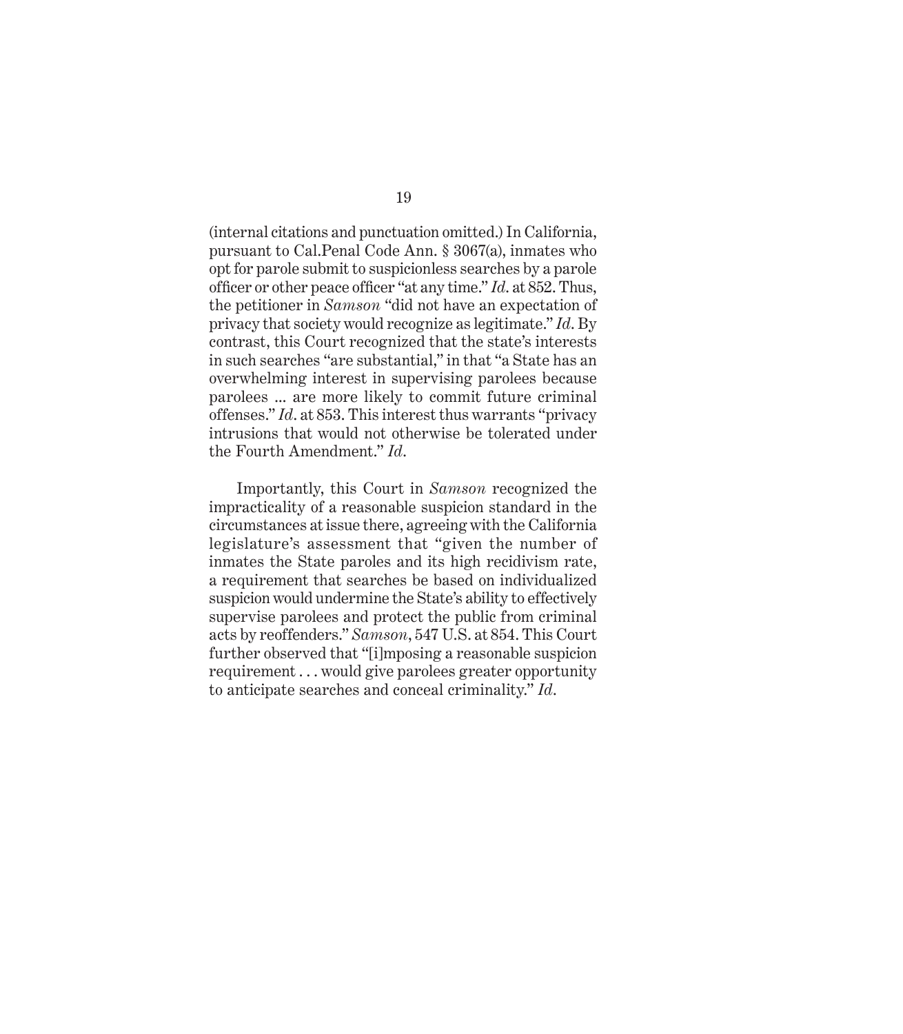(internal citations and punctuation omitted.) In California, pursuant to Cal.Penal Code Ann. § 3067(a), inmates who opt for parole submit to suspicionless searches by a parole officer or other peace officer "at any time." *Id.* at 852. Thus, the petitioner in *Samson* "did not have an expectation of privacy that society would recognize as legitimate." *Id.* By contrast, this Court recognized that the state's interests in such searches "are substantial," in that "a State has an overwhelming interest in supervising parolees because parolees ... are more likely to commit future criminal offenses." *Id*. at 853. This interest thus warrants "privacy intrusions that would not otherwise be tolerated under the Fourth Amendment." *Id*.

Importantly, this Court in *Samson* recognized the impracticality of a reasonable suspicion standard in the circumstances at issue there, agreeing with the California legislature's assessment that "given the number of inmates the State paroles and its high recidivism rate, a requirement that searches be based on individualized suspicion would undermine the State's ability to effectively supervise parolees and protect the public from criminal acts by reoffenders." *Samson*, 547 U.S. at 854. This Court further observed that "[i]mposing a reasonable suspicion requirement . . . would give parolees greater opportunity to anticipate searches and conceal criminality." *Id*.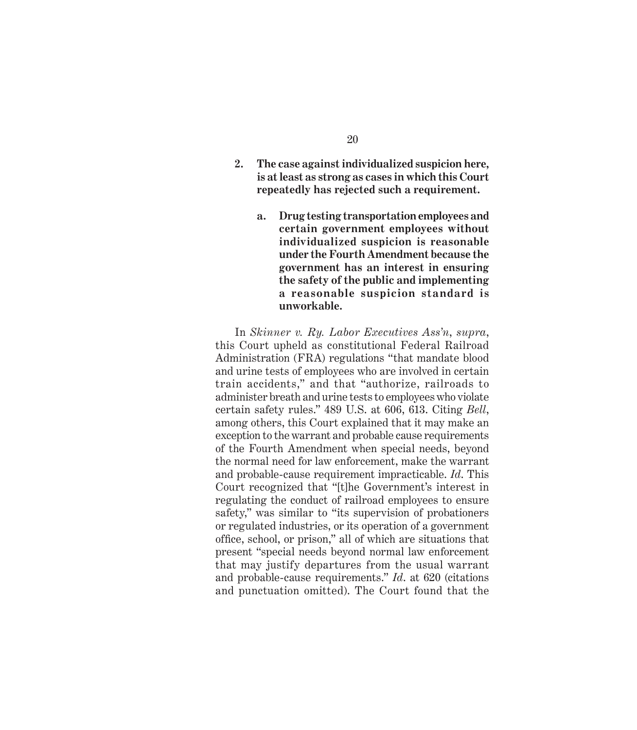**2. The case against individualized suspicion here, is at least as strong as cases in which this Court repeatedly has rejected such a requirement.**

**a. Drug testing transportation employees and certain government employees without individualized suspicion is reasonable under the Fourth Amendment because the government has an interest in ensuring the safety of the public and implementing a reasonable suspicion standard is unworkable.**

In *Skinner v. Ry. Labor Executives Ass'n*, *supra*, this Court upheld as constitutional Federal Railroad Administration (FRA) regulations "that mandate blood and urine tests of employees who are involved in certain train accidents," and that "authorize, railroads to administer breath and urine tests to employees who violate certain safety rules." 489 U.S. at 606, 613. Citing *Bell*, among others, this Court explained that it may make an exception to the warrant and probable cause requirements of the Fourth Amendment when special needs, beyond the normal need for law enforcement, make the warrant and probable-cause requirement impracticable. *Id*. This Court recognized that "[t]he Government's interest in regulating the conduct of railroad employees to ensure safety," was similar to "its supervision of probationers or regulated industries, or its operation of a government office, school, or prison," all of which are situations that present "special needs beyond normal law enforcement that may justify departures from the usual warrant and probable-cause requirements." *Id*. at 620 (citations and punctuation omitted). The Court found that the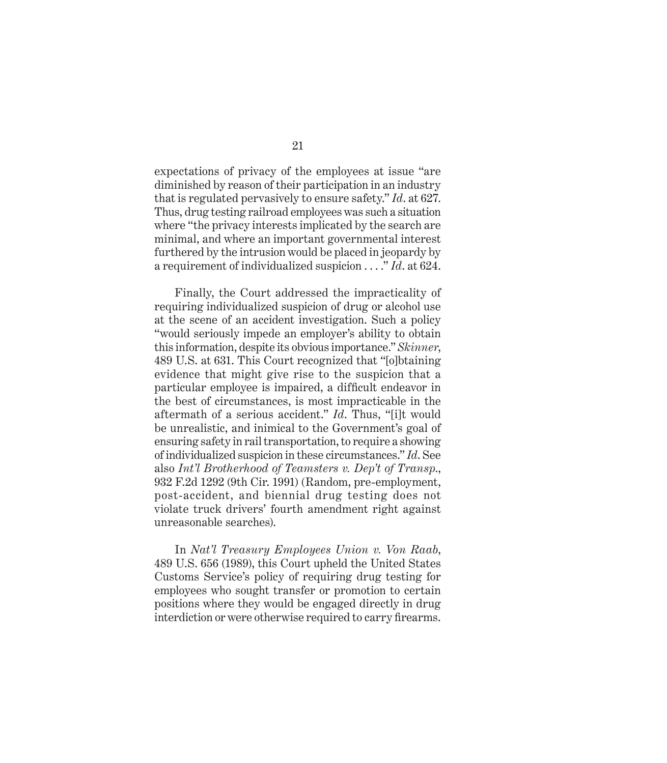expectations of privacy of the employees at issue "are diminished by reason of their participation in an industry that is regulated pervasively to ensure safety." *Id*. at 627. Thus, drug testing railroad employees was such a situation where "the privacy interests implicated by the search are minimal, and where an important governmental interest furthered by the intrusion would be placed in jeopardy by a requirement of individualized suspicion . . . ." *Id*. at 624.

Finally, the Court addressed the impracticality of requiring individualized suspicion of drug or alcohol use at the scene of an accident investigation. Such a policy "would seriously impede an employer's ability to obtain this information, despite its obvious importance." *Skinner*, 489 U.S. at 631. This Court recognized that "[o]btaining evidence that might give rise to the suspicion that a particular employee is impaired, a difficult endeavor in the best of circumstances, is most impracticable in the aftermath of a serious accident." *Id*. Thus, "[i]t would be unrealistic, and inimical to the Government's goal of ensuring safety in rail transportation, to require a showing of individualized suspicion in these circumstances." *Id*. See also *Int'l Brotherhood of Teamsters v. Dep't of Transp.*, 932 F.2d 1292 (9th Cir. 1991) (Random, pre-employment, post-accident, and biennial drug testing does not violate truck drivers' fourth amendment right against unreasonable searches).

In *Nat'l Treasury Employees Union v. Von Raab*, 489 U.S. 656 (1989), this Court upheld the United States Customs Service's policy of requiring drug testing for employees who sought transfer or promotion to certain positions where they would be engaged directly in drug interdiction or were otherwise required to carry firearms.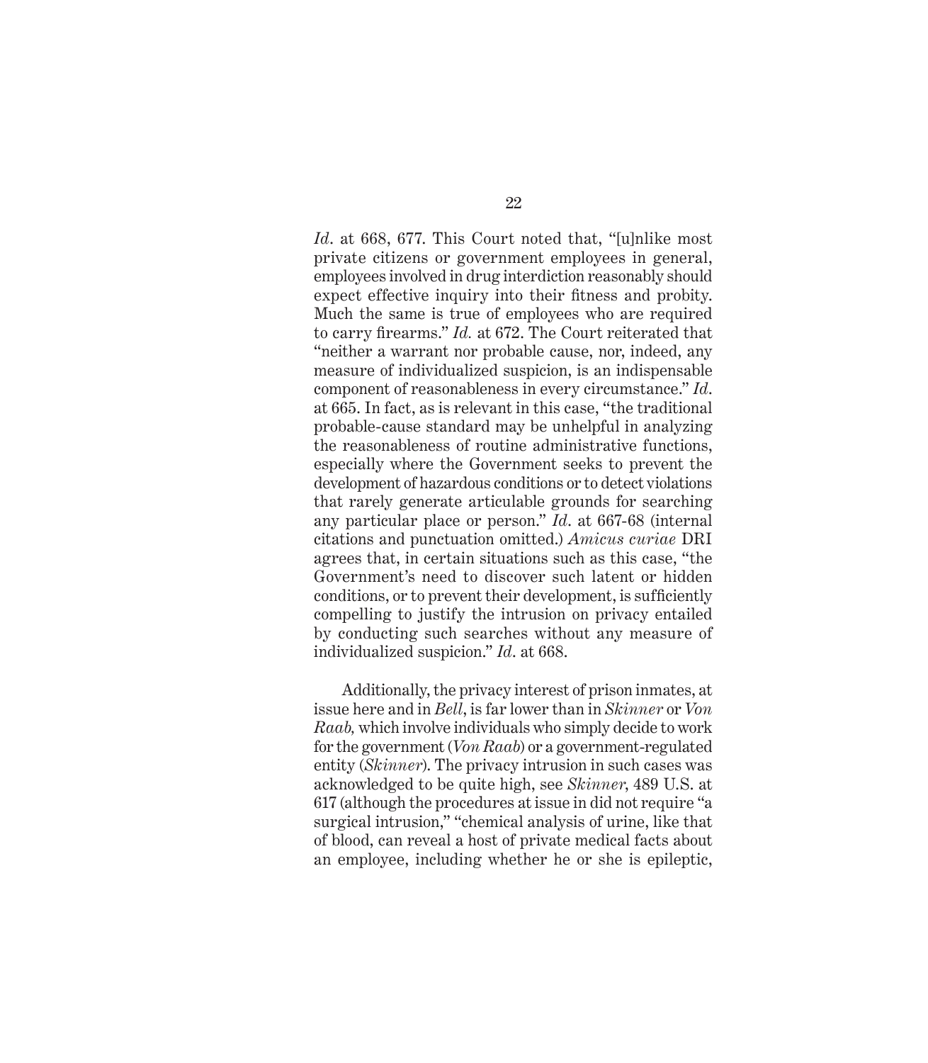*Id*. at 668, 677. This Court noted that, "[u]nlike most private citizens or government employees in general, employees involved in drug interdiction reasonably should expect effective inquiry into their fitness and probity. Much the same is true of employees who are required to carry firearms." *Id.* at 672. The Court reiterated that "neither a warrant nor probable cause, nor, indeed, any measure of individualized suspicion, is an indispensable component of reasonableness in every circumstance." *Id*. at 665. In fact, as is relevant in this case, "the traditional probable-cause standard may be unhelpful in analyzing the reasonableness of routine administrative functions, especially where the Government seeks to prevent the development of hazardous conditions or to detect violations that rarely generate articulable grounds for searching any particular place or person." *Id*. at 667-68 (internal citations and punctuation omitted.) *Amicus curiae* DRI agrees that, in certain situations such as this case, "the Government's need to discover such latent or hidden conditions, or to prevent their development, is sufficiently compelling to justify the intrusion on privacy entailed by conducting such searches without any measure of individualized suspicion." *Id*. at 668.

Additionally, the privacy interest of prison inmates, at issue here and in *Bell*, is far lower than in *Skinner* or *Von Raab,* which involve individuals who simply decide to work for the government (*Von Raab*) or a government-regulated entity (*Skinner*). The privacy intrusion in such cases was acknowledged to be quite high, see *Skinner*, 489 U.S. at 617 (although the procedures at issue in did not require "a surgical intrusion," "chemical analysis of urine, like that of blood, can reveal a host of private medical facts about an employee, including whether he or she is epileptic,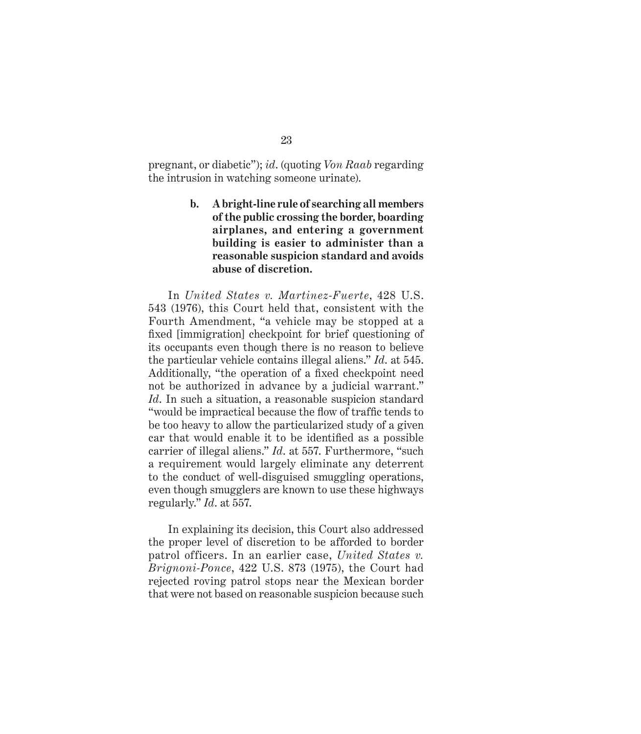pregnant, or diabetic"); *id.* (quoting *Von Raab* regarding the intrusion in watching someone urinate).

**b. A bright-line rule of searching all members of the public crossing the border, boarding airplanes, and entering a government building is easier to administer than a reasonable suspicion standard and avoids abuse of discretion.**

In *United States v. Martinez-Fuerte*, 428 U.S. 543 (1976), this Court held that, consistent with the Fourth Amendment, "a vehicle may be stopped at a fixed [immigration] checkpoint for brief questioning of its occupants even though there is no reason to believe the particular vehicle contains illegal aliens." *Id.* at 545. Additionally, "the operation of a fixed checkpoint need not be authorized in advance by a judicial warrant." *Id.* In such a situation, a reasonable suspicion standard "would be impractical because the flow of traffic tends to be too heavy to allow the particularized study of a given car that would enable it to be identified as a possible carrier of illegal aliens." *Id.* at 557. Furthermore, "such a requirement would largely eliminate any deterrent to the conduct of well-disguised smuggling operations, even though smugglers are known to use these highways regularly." *Id.* at 557.

In explaining its decision, this Court also addressed the proper level of discretion to be afforded to border patrol officers. In an earlier case, *United States v. Brignoni-Ponce*, 422 U.S. 873 (1975), the Court had rejected roving patrol stops near the Mexican border that were not based on reasonable suspicion because such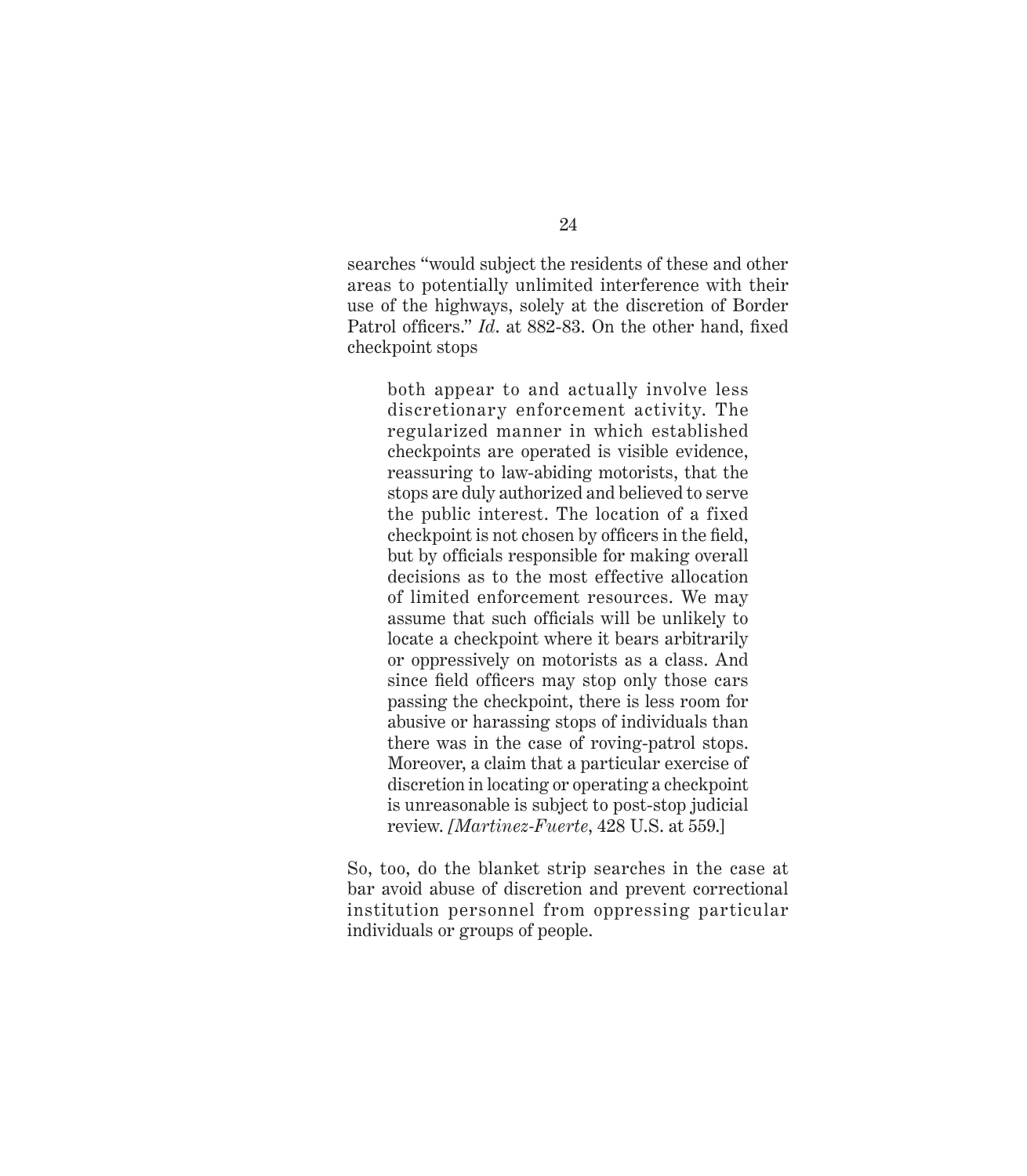searches "would subject the residents of these and other areas to potentially unlimited interference with their use of the highways, solely at the discretion of Border Patrol officers." *Id*. at 882-83. On the other hand, fixed checkpoint stops

> both appear to and actually involve less discretionary enforcement activity. The regularized manner in which established checkpoints are operated is visible evidence, reassuring to law-abiding motorists, that the stops are duly authorized and believed to serve the public interest. The location of a fixed checkpoint is not chosen by officers in the field, but by officials responsible for making overall decisions as to the most effective allocation of limited enforcement resources. We may assume that such officials will be unlikely to locate a checkpoint where it bears arbitrarily or oppressively on motorists as a class. And since field officers may stop only those cars passing the checkpoint, there is less room for abusive or harassing stops of individuals than there was in the case of roving-patrol stops. Moreover, a claim that a particular exercise of discretion in locating or operating a checkpoint is unreasonable is subject to post-stop judicial review. [*Martinez-Fuerte*, 428 U.S. at 559.]

So, too, do the blanket strip searches in the case at bar avoid abuse of discretion and prevent correctional institution personnel from oppressing particular individuals or groups of people.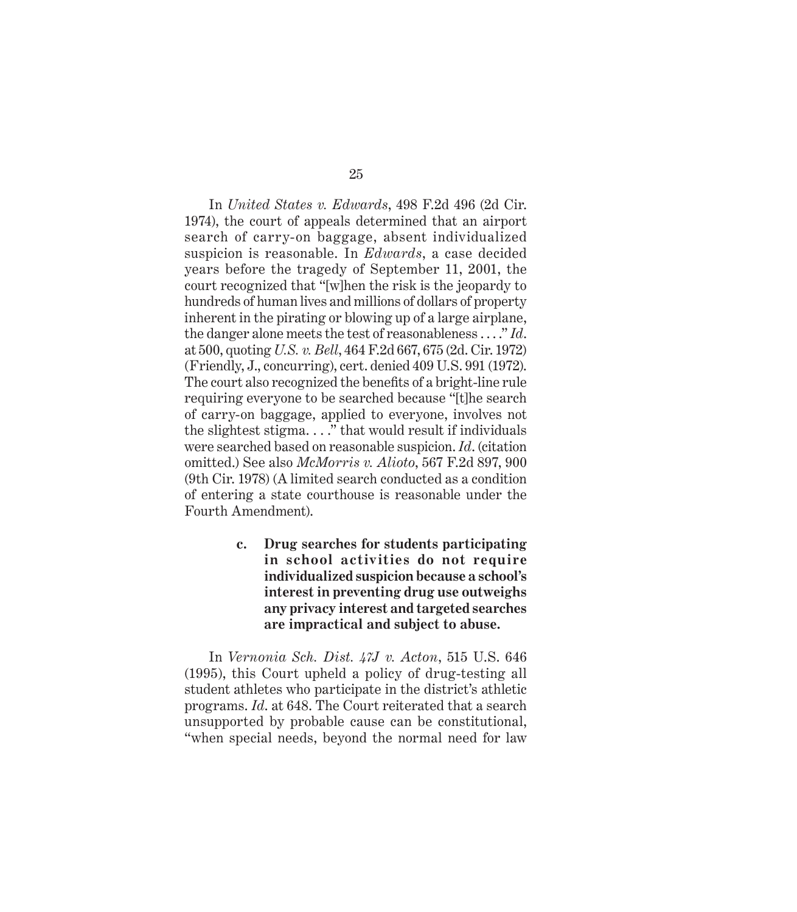In *United States v. Edwards*, 498 F.2d 496 (2d Cir. 1974), the court of appeals determined that an airport search of carry-on baggage, absent individualized suspicion is reasonable. In *Edwards*, a case decided years before the tragedy of September 11, 2001, the court recognized that "[w]hen the risk is the jeopardy to hundreds of human lives and millions of dollars of property inherent in the pirating or blowing up of a large airplane, the danger alone meets the test of reasonableness . . . ." *Id*. at 500, quoting *U.S. v. Bell*, 464 F.2d 667, 675 (2d. Cir. 1972) (Friendly, J., concurring), cert. denied 409 U.S. 991 (1972). The court also recognized the benefits of a bright-line rule requiring everyone to be searched because "[t]he search of carry-on baggage, applied to everyone, involves not the slightest stigma. . . ." that would result if individuals were searched based on reasonable suspicion. *Id*. (citation omitted.) See also *McMorris v. Alioto*, 567 F.2d 897, 900 (9th Cir. 1978) (A limited search conducted as a condition of entering a state courthouse is reasonable under the Fourth Amendment).

**c. Drug searches for students participating in school activities do not require individualized suspicion because a school's interest in preventing drug use outweighs any privacy interest and targeted searches are impractical and subject to abuse.**

In *Vernonia Sch. Dist. 47J v. Acton*, 515 U.S. 646 (1995), this Court upheld a policy of drug-testing all student athletes who participate in the district's athletic programs. *Id*. at 648. The Court reiterated that a search unsupported by probable cause can be constitutional, "when special needs, beyond the normal need for law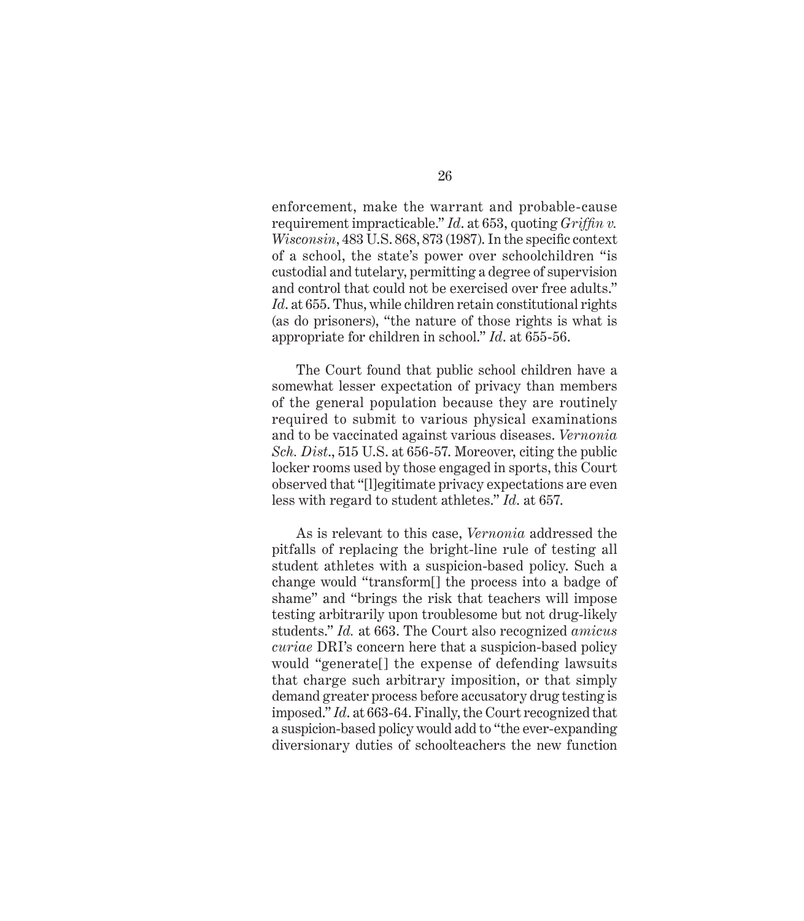enforcement, make the warrant and probable-cause requirement impracticable." *Id.* at 653, quoting *Griffin v. Wisconsin*, 483 U.S. 868, 873 (1987). In the specific context of a school, the state's power over schoolchildren "is custodial and tutelary, permitting a degree of supervision and control that could not be exercised over free adults." *Id.* at 655. Thus, while children retain constitutional rights (as do prisoners), "the nature of those rights is what is appropriate for children in school." *Id.* at 655-56.

The Court found that public school children have a somewhat lesser expectation of privacy than members of the general population because they are routinely required to submit to various physical examinations and to be vaccinated against various diseases. *Vernonia Sch. Dist.*, 515 U.S. at 656-57. Moreover, citing the public locker rooms used by those engaged in sports, this Court observed that "[l]egitimate privacy expectations are even less with regard to student athletes." *Id.* at 657.

As is relevant to this case, *Vernonia* addressed the pitfalls of replacing the bright-line rule of testing all student athletes with a suspicion-based policy. Such a change would "transform[] the process into a badge of shame" and "brings the risk that teachers will impose testing arbitrarily upon troublesome but not drug-likely students." *Id.* at 663. The Court also recognized *amicus curiae* DRI's concern here that a suspicion-based policy would "generate[] the expense of defending lawsuits that charge such arbitrary imposition, or that simply demand greater process before accusatory drug testing is imposed." *Id.* at 663-64. Finally, the Court recognized that a suspicion-based policy would add to "the ever-expanding diversionary duties of schoolteachers the new function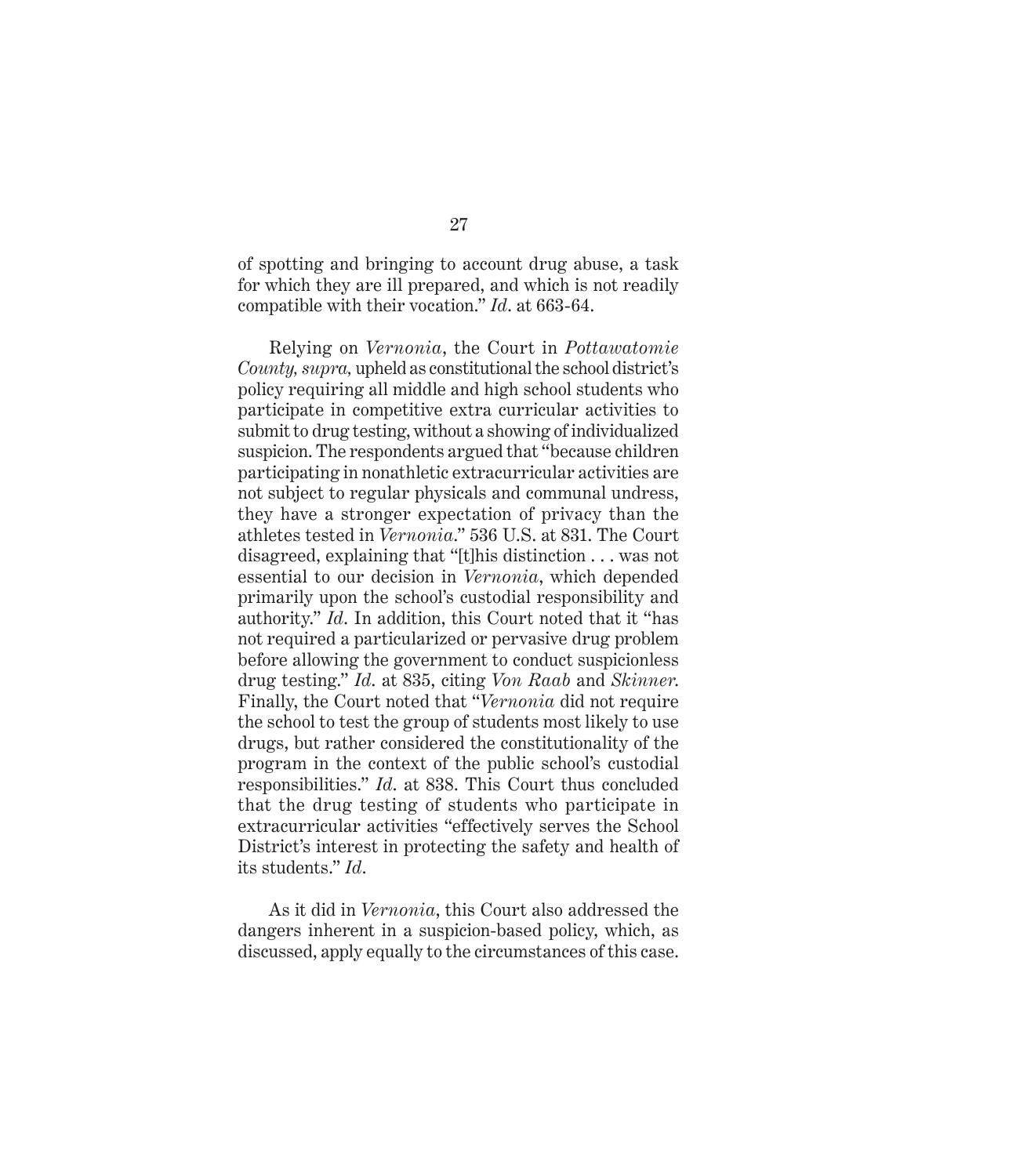of spotting and bringing to account drug abuse, a task for which they are ill prepared, and which is not readily compatible with their vocation." *Id.* at 663-64.

Relying on *Vernonia*, the Court in *Pottawatomie County, supra,* upheld as constitutional the school district's policy requiring all middle and high school students who participate in competitive extra curricular activities to submit to drug testing, without a showing of individualized suspicion. The respondents argued that "because children participating in nonathletic extracurricular activities are not subject to regular physicals and communal undress, they have a stronger expectation of privacy than the athletes tested in *Vernonia*." 536 U.S. at 831. The Court disagreed, explaining that "[t]his distinction . . . was not essential to our decision in *Vernonia*, which depended primarily upon the school's custodial responsibility and authority." *Id.* In addition, this Court noted that it "has not required a particularized or pervasive drug problem before allowing the government to conduct suspicionless drug testing." *Id.* at 835, citing *Von Raab* and *Skinner.* Finally, the Court noted that "*Vernonia* did not require the school to test the group of students most likely to use drugs, but rather considered the constitutionality of the program in the context of the public school's custodial responsibilities." *Id.* at 838. This Court thus concluded that the drug testing of students who participate in extracurricular activities "effectively serves the School District's interest in protecting the safety and health of its students." *Id.*

As it did in *Vernonia*, this Court also addressed the dangers inherent in a suspicion-based policy, which, as discussed, apply equally to the circumstances of this case.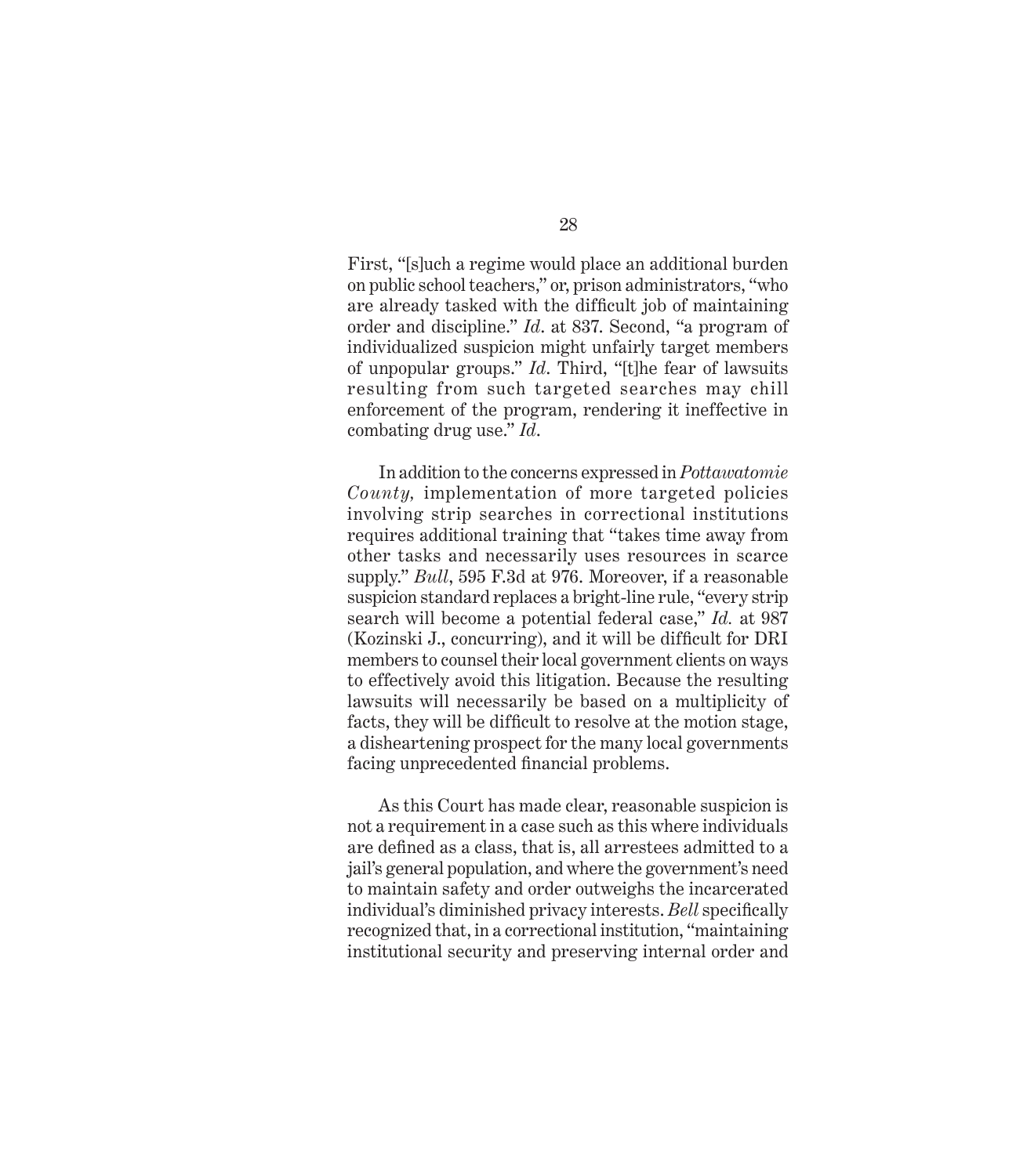First, "[s]uch a regime would place an additional burden on public school teachers," or, prison administrators, "who are already tasked with the difficult job of maintaining order and discipline." *Id*. at 837. Second, "a program of individualized suspicion might unfairly target members of unpopular groups." *Id*. Third, "[t]he fear of lawsuits resulting from such targeted searches may chill enforcement of the program, rendering it ineffective in combating drug use." *Id*.

In addition to the concerns expressed in *Pottawatomie County,* implementation of more targeted policies involving strip searches in correctional institutions requires additional training that "takes time away from other tasks and necessarily uses resources in scarce supply." *Bull*, 595 F.3d at 976. Moreover, if a reasonable suspicion standard replaces a bright-line rule, "every strip search will become a potential federal case," *Id.* at 987 (Kozinski J., concurring), and it will be difficult for DRI members to counsel their local government clients on ways to effectively avoid this litigation. Because the resulting lawsuits will necessarily be based on a multiplicity of facts, they will be difficult to resolve at the motion stage, a disheartening prospect for the many local governments facing unprecedented financial problems.

As this Court has made clear, reasonable suspicion is not a requirement in a case such as this where individuals are defined as a class, that is, all arrestees admitted to a jail's general population, and where the government's need to maintain safety and order outweighs the incarcerated individual's diminished privacy interests. *Bell* specifically recognized that, in a correctional institution, "maintaining institutional security and preserving internal order and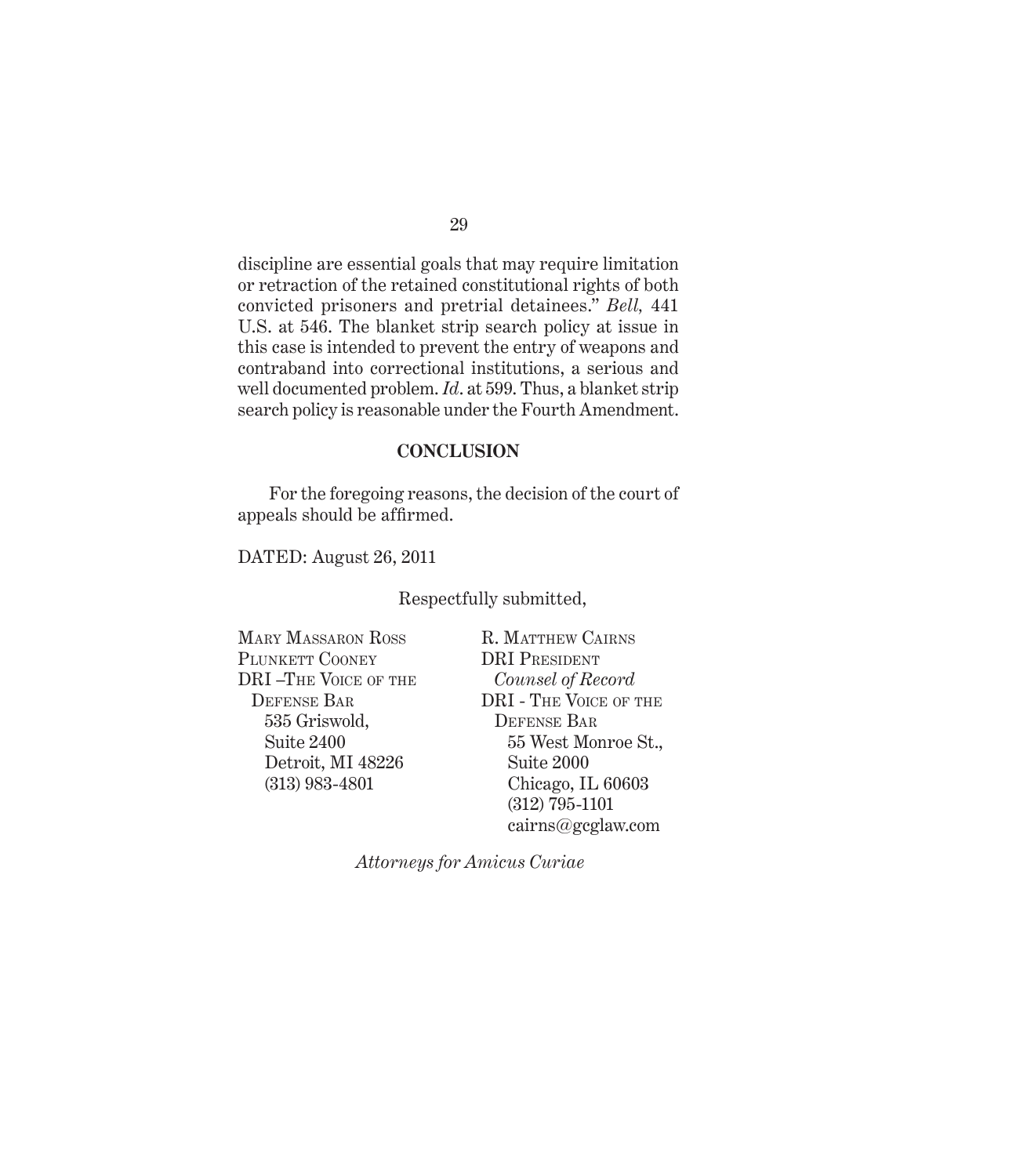discipline are essential goals that may require limitation or retraction of the retained constitutional rights of both convicted prisoners and pretrial detainees." *Bell,* 441 U.S. at 546. The blanket strip search policy at issue in this case is intended to prevent the entry of weapons and contraband into correctional institutions, a serious and well documented problem. *Id*. at 599. Thus, a blanket strip search policy is reasonable under the Fourth Amendment.

## CONCLUSION

For the foregoing reasons, the decision of the court of appeals should be affirmed.

DATED: August 26, 2011

Respectfully submitted,

MARY MASSARON ROSS
PLUNKETT COONEY
DRI –THE VOICE OF THE DEFENSE BAR
535 Griswold,
Suite 2400
Detroit, MI 48226
(313) 983-4801

R. MATTHEW CAIRNS
DRI PRESIDENT
*Counsel of Record*
DRI - THE VOICE OF THE DEFENSE BAR
55 West Monroe St.,
Suite 2000
Chicago, IL 60603
(312) 795-1101
cairns@gcglaw.com

*Attorneys for Amicus Curiae*